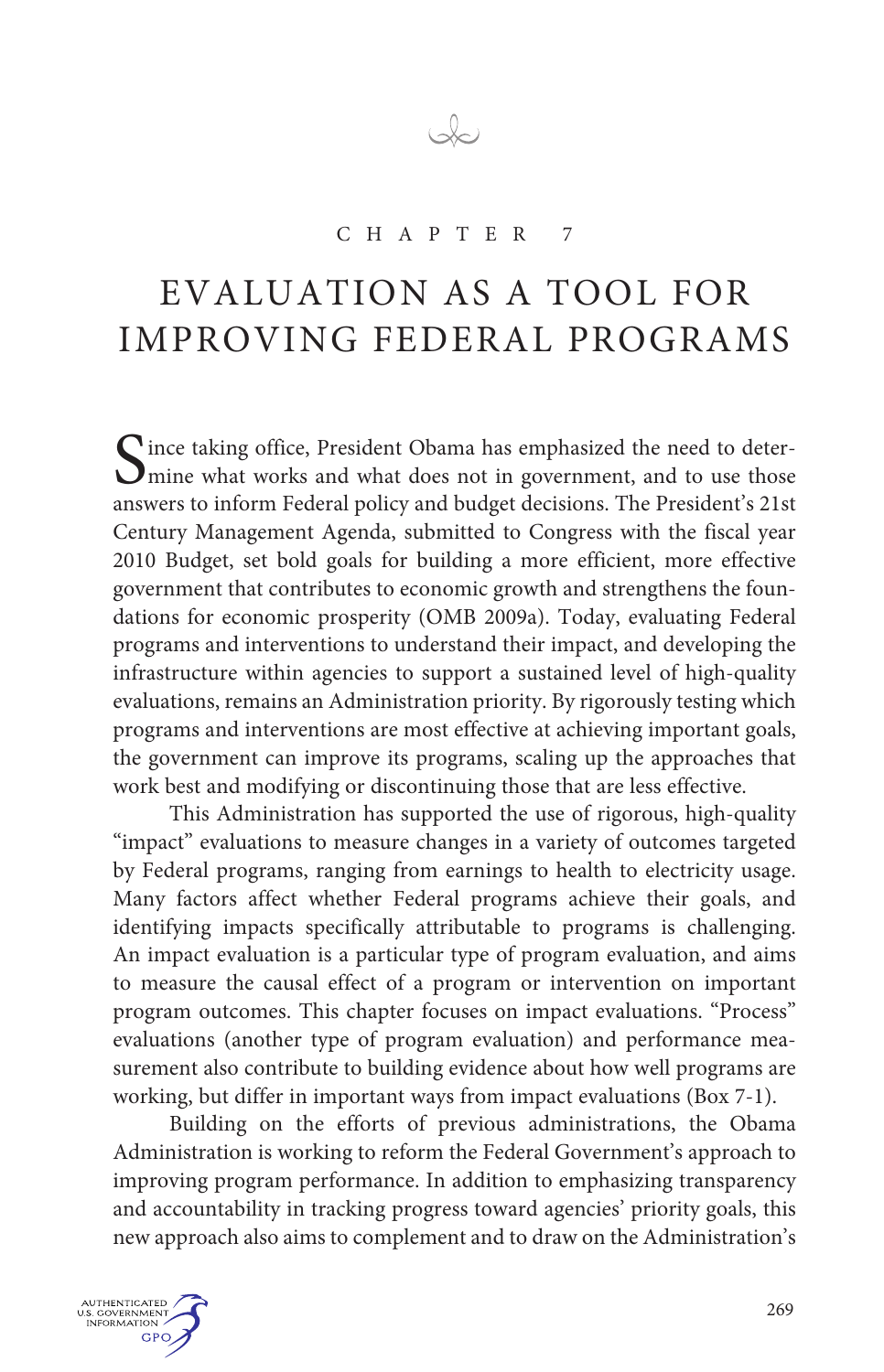# CHAPTER 7

# EVALUATION AS A TOOL FOR IMPROVING FEDERAL PROGRAMS

Since taking office, President Obama has emphasized the need to determine what works and what does not in government, and to use those answers to inform Federal policy and budget decisions. The President's 21st Century Management Agenda, submitted to Congress with the fiscal year 2010 Budget, set bold goals for building a more efficient, more effective government that contributes to economic growth and strengthens the foundations for economic prosperity (OMB 2009a). Today, evaluating Federal programs and interventions to understand their impact, and developing the infrastructure within agencies to support a sustained level of high-quality evaluations, remains an Administration priority. By rigorously testing which programs and interventions are most effective at achieving important goals, the government can improve its programs, scaling up the approaches that work best and modifying or discontinuing those that are less effective.

This Administration has supported the use of rigorous, high-quality "impact" evaluations to measure changes in a variety of outcomes targeted by Federal programs, ranging from earnings to health to electricity usage. Many factors affect whether Federal programs achieve their goals, and identifying impacts specifically attributable to programs is challenging. An impact evaluation is a particular type of program evaluation, and aims to measure the causal effect of a program or intervention on important program outcomes. This chapter focuses on impact evaluations. "Process" evaluations (another type of program evaluation) and performance measurement also contribute to building evidence about how well programs are working, but differ in important ways from impact evaluations (Box 7-1).

Building on the efforts of previous administrations, the Obama Administration is working to reform the Federal Government's approach to improving program performance. In addition to emphasizing transparency and accountability in tracking progress toward agencies' priority goals, this new approach also aims to complement and to draw on the Administration's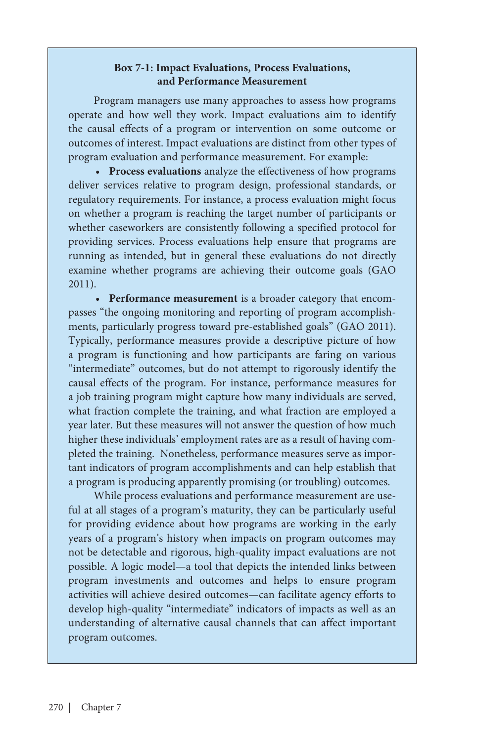### Box 7-1: Impact Evaluations, Process Evaluations, and Performance Measurement

Program managers use many approaches to assess how programs operate and how well they work. Impact evaluations aim to identify the causal effects of a program or intervention on some outcome or outcomes of interest. Impact evaluations are distinct from other types of program evaluation and performance measurement. For example:

- **Process evaluations** analyze the effectiveness of how programs deliver services relative to program design, professional standards, or regulatory requirements. For instance, a process evaluation might focus on whether a program is reaching the target number of participants or whether caseworkers are consistently following a specified protocol for providing services. Process evaluations help ensure that programs are running as intended, but in general these evaluations do not directly examine whether programs are achieving their outcome goals (GAO 2011).

- **Performance measurement** is a broader category that encompasses "the ongoing monitoring and reporting of program accomplishments, particularly progress toward pre-established goals" (GAO 2011). Typically, performance measures provide a descriptive picture of how a program is functioning and how participants are faring on various "intermediate" outcomes, but do not attempt to rigorously identify the causal effects of the program. For instance, performance measures for a job training program might capture how many individuals are served, what fraction complete the training, and what fraction are employed a year later. But these measures will not answer the question of how much higher these individuals' employment rates are as a result of having completed the training. Nonetheless, performance measures serve as important indicators of program accomplishments and can help establish that a program is producing apparently promising (or troubling) outcomes.

While process evaluations and performance measurement are useful at all stages of a program's maturity, they can be particularly useful for providing evidence about how programs are working in the early years of a program's history when impacts on program outcomes may not be detectable and rigorous, high-quality impact evaluations are not possible. A logic model—a tool that depicts the intended links between program investments and outcomes and helps to ensure program activities will achieve desired outcomes—can facilitate agency efforts to develop high-quality "intermediate" indicators of impacts as well as an understanding of alternative causal channels that can affect important program outcomes.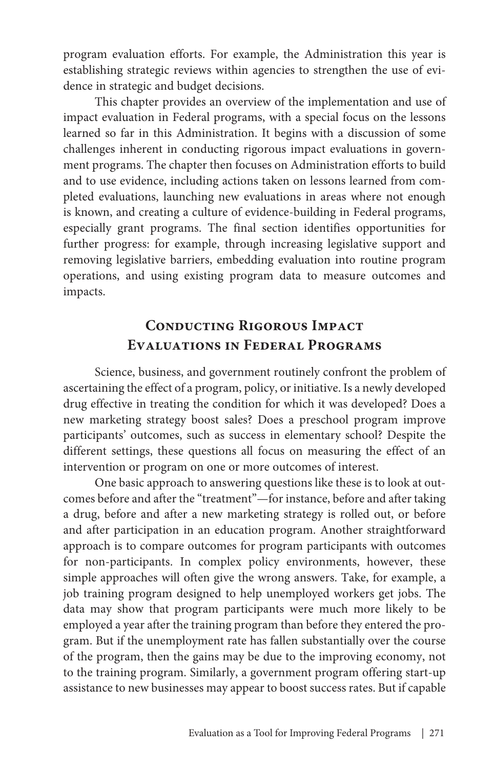program evaluation efforts. For example, the Administration this year is establishing strategic reviews within agencies to strengthen the use of evidence in strategic and budget decisions.

This chapter provides an overview of the implementation and use of impact evaluation in Federal programs, with a special focus on the lessons learned so far in this Administration. It begins with a discussion of some challenges inherent in conducting rigorous impact evaluations in government programs. The chapter then focuses on Administration efforts to build and to use evidence, including actions taken on lessons learned from completed evaluations, launching new evaluations in areas where not enough is known, and creating a culture of evidence-building in Federal programs, especially grant programs. The final section identifies opportunities for further progress: for example, through increasing legislative support and removing legislative barriers, embedding evaluation into routine program operations, and using existing program data to measure outcomes and impacts.

## Conducting Rigorous Impact Evaluations in Federal Programs

Science, business, and government routinely confront the problem of ascertaining the effect of a program, policy, or initiative. Is a newly developed drug effective in treating the condition for which it was developed? Does a new marketing strategy boost sales? Does a preschool program improve participants' outcomes, such as success in elementary school? Despite the different settings, these questions all focus on measuring the effect of an intervention or program on one or more outcomes of interest.

One basic approach to answering questions like these is to look at outcomes before and after the "treatment"—for instance, before and after taking a drug, before and after a new marketing strategy is rolled out, or before and after participation in an education program. Another straightforward approach is to compare outcomes for program participants with outcomes for non-participants. In complex policy environments, however, these simple approaches will often give the wrong answers. Take, for example, a job training program designed to help unemployed workers get jobs. The data may show that program participants were much more likely to be employed a year after the training program than before they entered the program. But if the unemployment rate has fallen substantially over the course of the program, then the gains may be due to the improving economy, not to the training program. Similarly, a government program offering start-up assistance to new businesses may appear to boost success rates. But if capable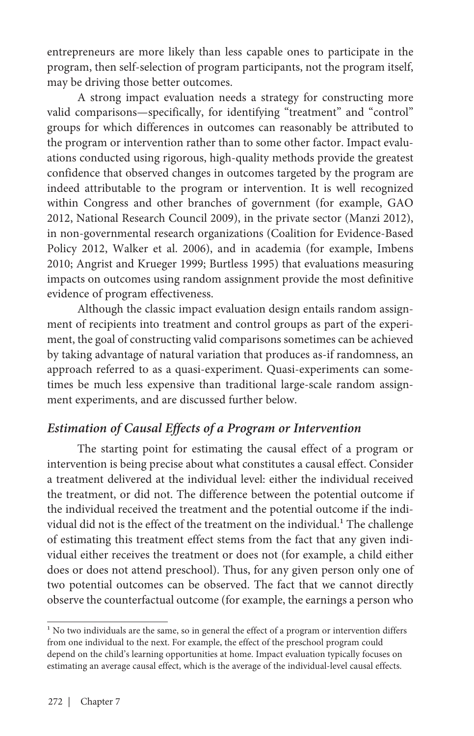entrepreneurs are more likely than less capable ones to participate in the program, then self-selection of program participants, not the program itself, may be driving those better outcomes.

A strong impact evaluation needs a strategy for constructing more valid comparisons—specifically, for identifying "treatment" and "control" groups for which differences in outcomes can reasonably be attributed to the program or intervention rather than to some other factor. Impact evaluations conducted using rigorous, high-quality methods provide the greatest confidence that observed changes in outcomes targeted by the program are indeed attributable to the program or intervention. It is well recognized within Congress and other branches of government (for example, GAO 2012, National Research Council 2009), in the private sector (Manzi 2012), in non-governmental research organizations (Coalition for Evidence-Based Policy 2012, Walker et al. 2006), and in academia (for example, Imbens 2010; Angrist and Krueger 1999; Burtless 1995) that evaluations measuring impacts on outcomes using random assignment provide the most definitive evidence of program effectiveness.

Although the classic impact evaluation design entails random assignment of recipients into treatment and control groups as part of the experiment, the goal of constructing valid comparisons sometimes can be achieved by taking advantage of natural variation that produces as-if randomness, an approach referred to as a quasi-experiment. Quasi-experiments can sometimes be much less expensive than traditional large-scale random assignment experiments, and are discussed further below.

### *Estimation of Causal Effects of a Program or Intervention*

The starting point for estimating the causal effect of a program or intervention is being precise about what constitutes a causal effect. Consider a treatment delivered at the individual level: either the individual received the treatment, or did not. The difference between the potential outcome if the individual received the treatment and the potential outcome if the individual did not is the effect of the treatment on the individual.[1] The challenge of estimating this treatment effect stems from the fact that any given individual either receives the treatment or does not (for example, a child either does or does not attend preschool). Thus, for any given person only one of two potential outcomes can be observed. The fact that we cannot directly observe the counterfactual outcome (for example, the earnings a person who

[1] No two individuals are the same, so in general the effect of a program or intervention differs from one individual to the next. For example, the effect of the preschool program could depend on the child's learning opportunities at home. Impact evaluation typically focuses on estimating an average causal effect, which is the average of the individual-level causal effects.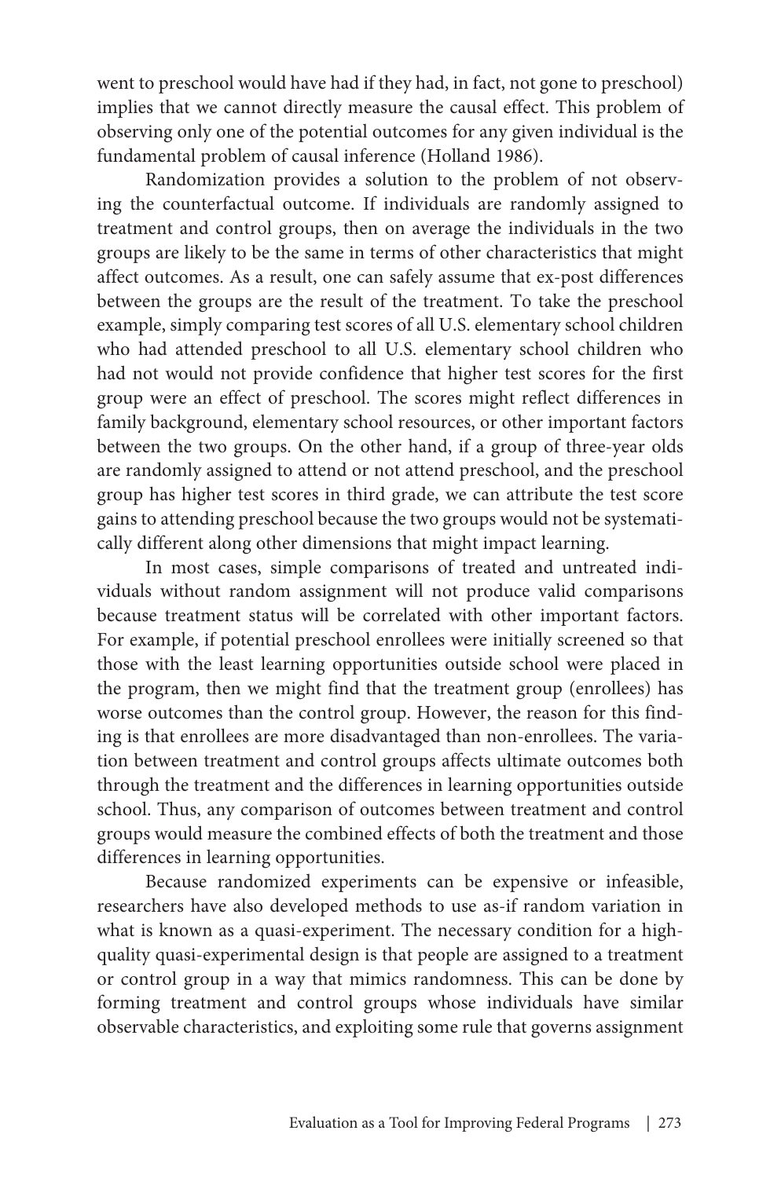went to preschool would have had if they had, in fact, not gone to preschool) implies that we cannot directly measure the causal effect. This problem of observing only one of the potential outcomes for any given individual is the fundamental problem of causal inference (Holland 1986).

Randomization provides a solution to the problem of not observing the counterfactual outcome. If individuals are randomly assigned to treatment and control groups, then on average the individuals in the two groups are likely to be the same in terms of other characteristics that might affect outcomes. As a result, one can safely assume that ex-post differences between the groups are the result of the treatment. To take the preschool example, simply comparing test scores of all U.S. elementary school children who had attended preschool to all U.S. elementary school children who had not would not provide confidence that higher test scores for the first group were an effect of preschool. The scores might reflect differences in family background, elementary school resources, or other important factors between the two groups. On the other hand, if a group of three-year olds are randomly assigned to attend or not attend preschool, and the preschool group has higher test scores in third grade, we can attribute the test score gains to attending preschool because the two groups would not be systematically different along other dimensions that might impact learning.

In most cases, simple comparisons of treated and untreated individuals without random assignment will not produce valid comparisons because treatment status will be correlated with other important factors. For example, if potential preschool enrollees were initially screened so that those with the least learning opportunities outside school were placed in the program, then we might find that the treatment group (enrollees) has worse outcomes than the control group. However, the reason for this finding is that enrollees are more disadvantaged than non-enrollees. The variation between treatment and control groups affects ultimate outcomes both through the treatment and the differences in learning opportunities outside school. Thus, any comparison of outcomes between treatment and control groups would measure the combined effects of both the treatment and those differences in learning opportunities.

Because randomized experiments can be expensive or infeasible, researchers have also developed methods to use as-if random variation in what is known as a quasi-experiment. The necessary condition for a high-quality quasi-experimental design is that people are assigned to a treatment or control group in a way that mimics randomness. This can be done by forming treatment and control groups whose individuals have similar observable characteristics, and exploiting some rule that governs assignment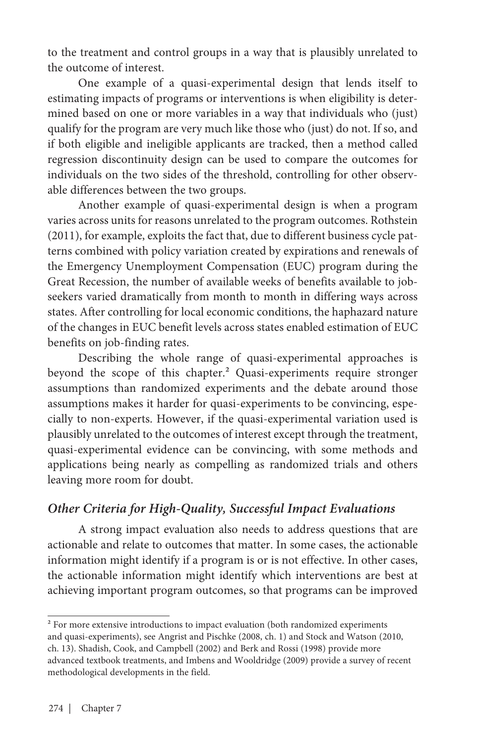to the treatment and control groups in a way that is plausibly unrelated to the outcome of interest.

One example of a quasi-experimental design that lends itself to estimating impacts of programs or interventions is when eligibility is determined based on one or more variables in a way that individuals who (just) qualify for the program are very much like those who (just) do not. If so, and if both eligible and ineligible applicants are tracked, then a method called regression discontinuity design can be used to compare the outcomes for individuals on the two sides of the threshold, controlling for other observable differences between the two groups.

Another example of quasi-experimental design is when a program varies across units for reasons unrelated to the program outcomes. Rothstein (2011), for example, exploits the fact that, due to different business cycle patterns combined with policy variation created by expirations and renewals of the Emergency Unemployment Compensation (EUC) program during the Great Recession, the number of available weeks of benefits available to job-seekers varied dramatically from month to month in differing ways across states. After controlling for local economic conditions, the haphazard nature of the changes in EUC benefit levels across states enabled estimation of EUC benefits on job-finding rates.

Describing the whole range of quasi-experimental approaches is beyond the scope of this chapter.[2] Quasi-experiments require stronger assumptions than randomized experiments and the debate around those assumptions makes it harder for quasi-experiments to be convincing, especially to non-experts. However, if the quasi-experimental variation used is plausibly unrelated to the outcomes of interest except through the treatment, quasi-experimental evidence can be convincing, with some methods and applications being nearly as compelling as randomized trials and others leaving more room for doubt.

### *Other Criteria for High-Quality, Successful Impact Evaluations*

A strong impact evaluation also needs to address questions that are actionable and relate to outcomes that matter. In some cases, the actionable information might identify if a program is or is not effective. In other cases, the actionable information might identify which interventions are best at achieving important program outcomes, so that programs can be improved

[2] For more extensive introductions to impact evaluation (both randomized experiments and quasi-experiments), see Angrist and Pischke (2008, ch. 1) and Stock and Watson (2010, ch. 13). Shadish, Cook, and Campbell (2002) and Berk and Rossi (1998) provide more advanced textbook treatments, and Imbens and Wooldridge (2009) provide a survey of recent methodological developments in the field.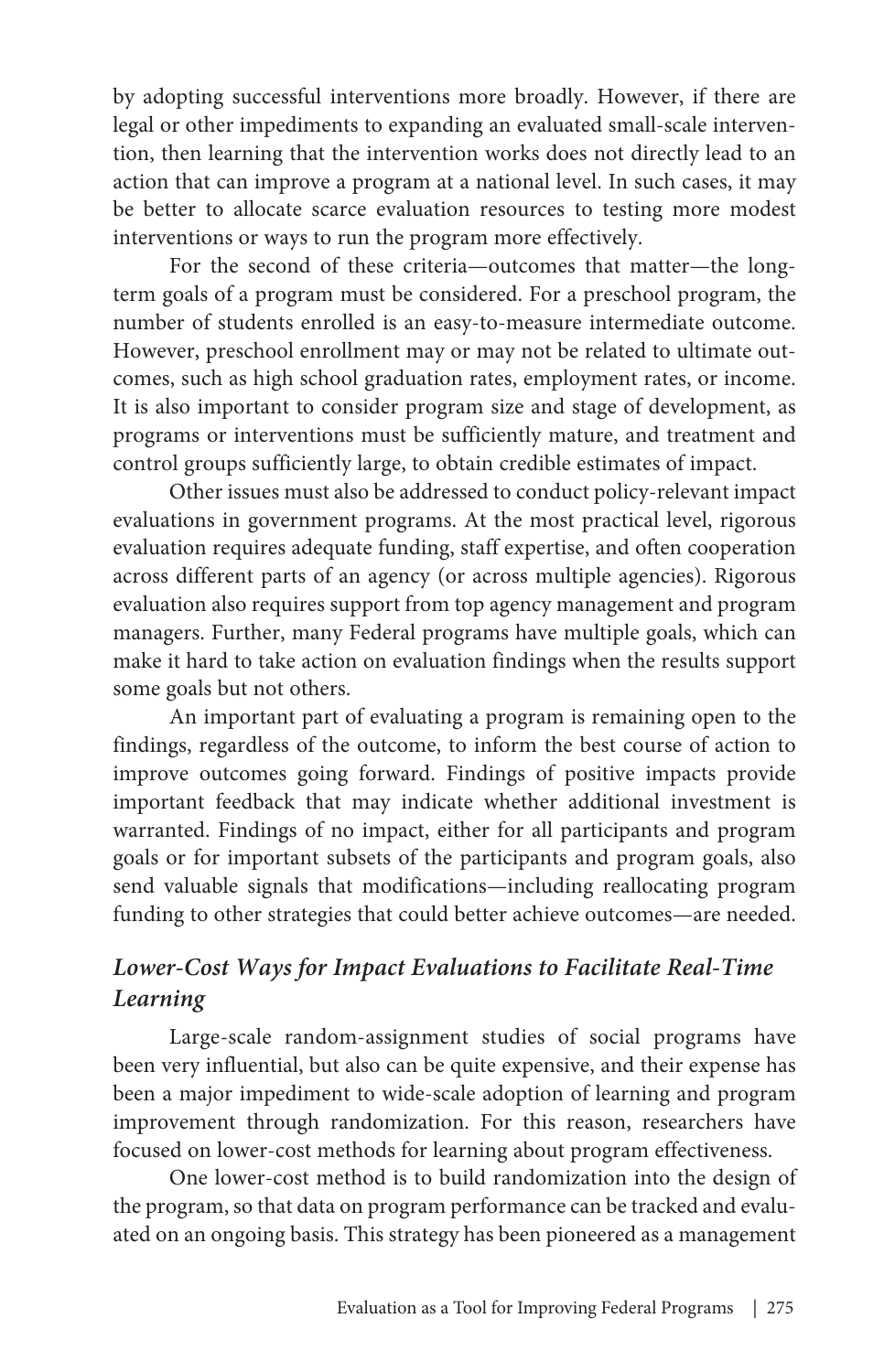by adopting successful interventions more broadly. However, if there are legal or other impediments to expanding an evaluated small-scale intervention, then learning that the intervention works does not directly lead to an action that can improve a program at a national level. In such cases, it may be better to allocate scarce evaluation resources to testing more modest interventions or ways to run the program more effectively.

For the second of these criteria—outcomes that matter—the long-term goals of a program must be considered. For a preschool program, the number of students enrolled is an easy-to-measure intermediate outcome. However, preschool enrollment may or may not be related to ultimate outcomes, such as high school graduation rates, employment rates, or income. It is also important to consider program size and stage of development, as programs or interventions must be sufficiently mature, and treatment and control groups sufficiently large, to obtain credible estimates of impact.

Other issues must also be addressed to conduct policy-relevant impact evaluations in government programs. At the most practical level, rigorous evaluation requires adequate funding, staff expertise, and often cooperation across different parts of an agency (or across multiple agencies). Rigorous evaluation also requires support from top agency management and program managers. Further, many Federal programs have multiple goals, which can make it hard to take action on evaluation findings when the results support some goals but not others.

An important part of evaluating a program is remaining open to the findings, regardless of the outcome, to inform the best course of action to improve outcomes going forward. Findings of positive impacts provide important feedback that may indicate whether additional investment is warranted. Findings of no impact, either for all participants and program goals or for important subsets of the participants and program goals, also send valuable signals that modifications—including reallocating program funding to other strategies that could better achieve outcomes—are needed.

### *Lower-Cost Ways for Impact Evaluations to Facilitate Real-Time Learning*

Large-scale random-assignment studies of social programs have been very influential, but also can be quite expensive, and their expense has been a major impediment to wide-scale adoption of learning and program improvement through randomization. For this reason, researchers have focused on lower-cost methods for learning about program effectiveness.

One lower-cost method is to build randomization into the design of the program, so that data on program performance can be tracked and evaluated on an ongoing basis. This strategy has been pioneered as a management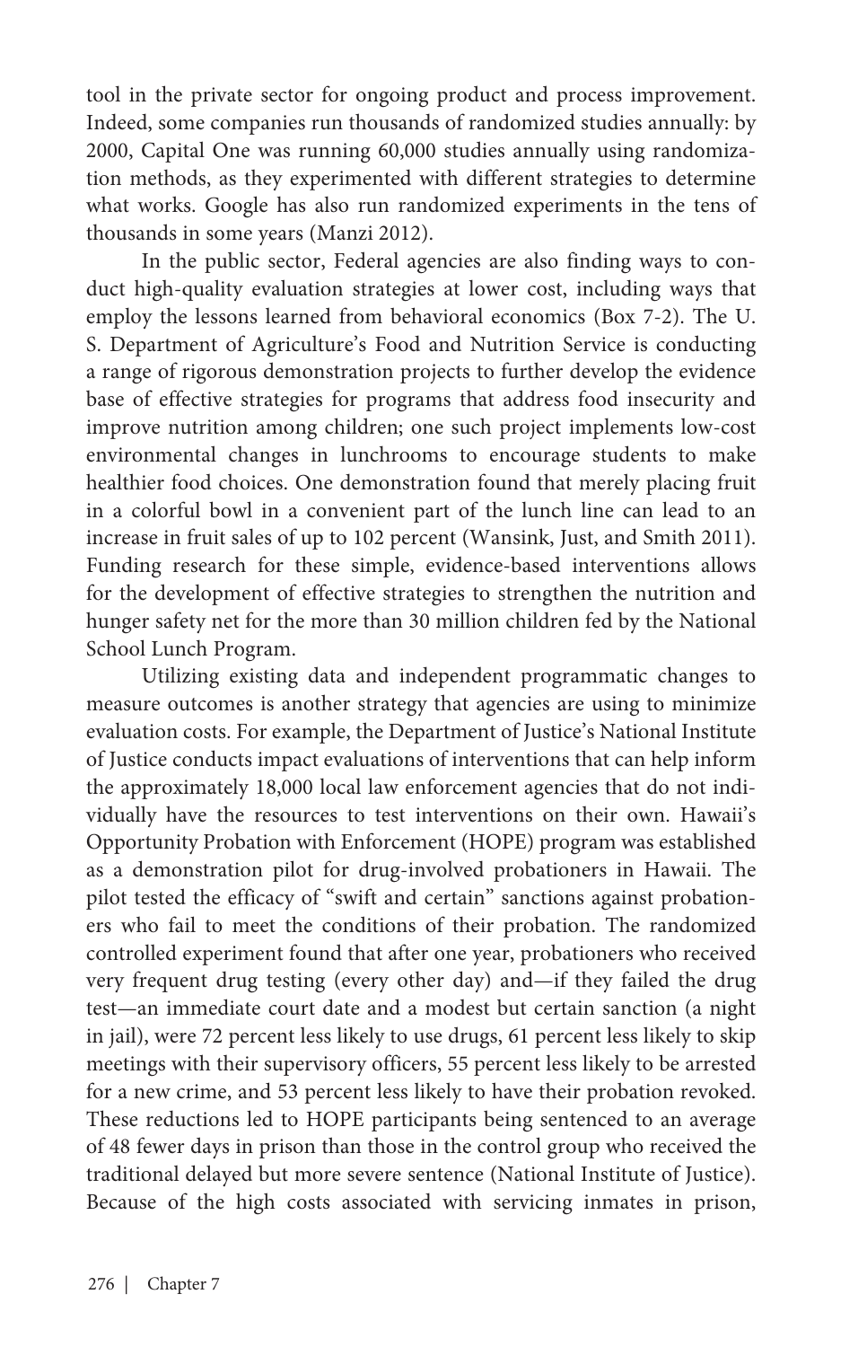tool in the private sector for ongoing product and process improvement. Indeed, some companies run thousands of randomized studies annually: by 2000, Capital One was running 60,000 studies annually using randomization methods, as they experimented with different strategies to determine what works. Google has also run randomized experiments in the tens of thousands in some years (Manzi 2012).

In the public sector, Federal agencies are also finding ways to conduct high-quality evaluation strategies at lower cost, including ways that employ the lessons learned from behavioral economics (Box 7-2). The U. S. Department of Agriculture's Food and Nutrition Service is conducting a range of rigorous demonstration projects to further develop the evidence base of effective strategies for programs that address food insecurity and improve nutrition among children; one such project implements low-cost environmental changes in lunchrooms to encourage students to make healthier food choices. One demonstration found that merely placing fruit in a colorful bowl in a convenient part of the lunch line can lead to an increase in fruit sales of up to 102 percent (Wansink, Just, and Smith 2011). Funding research for these simple, evidence-based interventions allows for the development of effective strategies to strengthen the nutrition and hunger safety net for the more than 30 million children fed by the National School Lunch Program.

Utilizing existing data and independent programmatic changes to measure outcomes is another strategy that agencies are using to minimize evaluation costs. For example, the Department of Justice's National Institute of Justice conducts impact evaluations of interventions that can help inform the approximately 18,000 local law enforcement agencies that do not individually have the resources to test interventions on their own. Hawaii's Opportunity Probation with Enforcement (HOPE) program was established as a demonstration pilot for drug-involved probationers in Hawaii. The pilot tested the efficacy of "swift and certain" sanctions against probationers who fail to meet the conditions of their probation. The randomized controlled experiment found that after one year, probationers who received very frequent drug testing (every other day) and—if they failed the drug test—an immediate court date and a modest but certain sanction (a night in jail), were 72 percent less likely to use drugs, 61 percent less likely to skip meetings with their supervisory officers, 55 percent less likely to be arrested for a new crime, and 53 percent less likely to have their probation revoked. These reductions led to HOPE participants being sentenced to an average of 48 fewer days in prison than those in the control group who received the traditional delayed but more severe sentence (National Institute of Justice). Because of the high costs associated with servicing inmates in prison,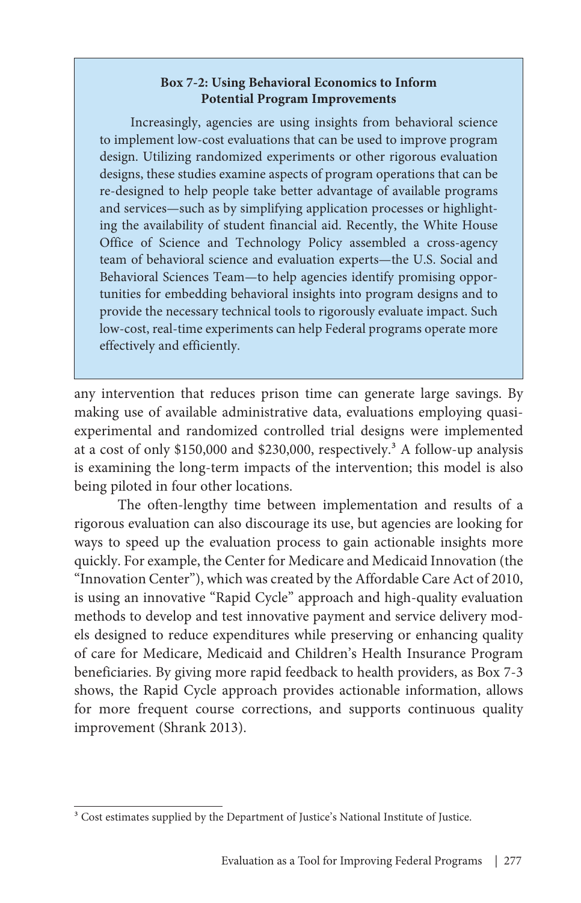**Box 7-2: Using Behavioral Economics to Inform Potential Program Improvements**

Increasingly, agencies are using insights from behavioral science to implement low-cost evaluations that can be used to improve program design. Utilizing randomized experiments or other rigorous evaluation designs, these studies examine aspects of program operations that can be re-designed to help people take better advantage of available programs and services—such as by simplifying application processes or highlighting the availability of student financial aid. Recently, the White House Office of Science and Technology Policy assembled a cross-agency team of behavioral science and evaluation experts—the U.S. Social and Behavioral Sciences Team—to help agencies identify promising opportunities for embedding behavioral insights into program designs and to provide the necessary technical tools to rigorously evaluate impact. Such low-cost, real-time experiments can help Federal programs operate more effectively and efficiently.

any intervention that reduces prison time can generate large savings. By making use of available administrative data, evaluations employing quasi-experimental and randomized controlled trial designs were implemented at a cost of only $150,000 and $230,000, respectively.[3] A follow-up analysis is examining the long-term impacts of the intervention; this model is also being piloted in four other locations.

The often-lengthy time between implementation and results of a rigorous evaluation can also discourage its use, but agencies are looking for ways to speed up the evaluation process to gain actionable insights more quickly. For example, the Center for Medicare and Medicaid Innovation (the "Innovation Center"), which was created by the Affordable Care Act of 2010, is using an innovative "Rapid Cycle" approach and high-quality evaluation methods to develop and test innovative payment and service delivery models designed to reduce expenditures while preserving or enhancing quality of care for Medicare, Medicaid and Children's Health Insurance Program beneficiaries. By giving more rapid feedback to health providers, as Box 7-3 shows, the Rapid Cycle approach provides actionable information, allows for more frequent course corrections, and supports continuous quality improvement (Shrank 2013).

---

[3] Cost estimates supplied by the Department of Justice's National Institute of Justice.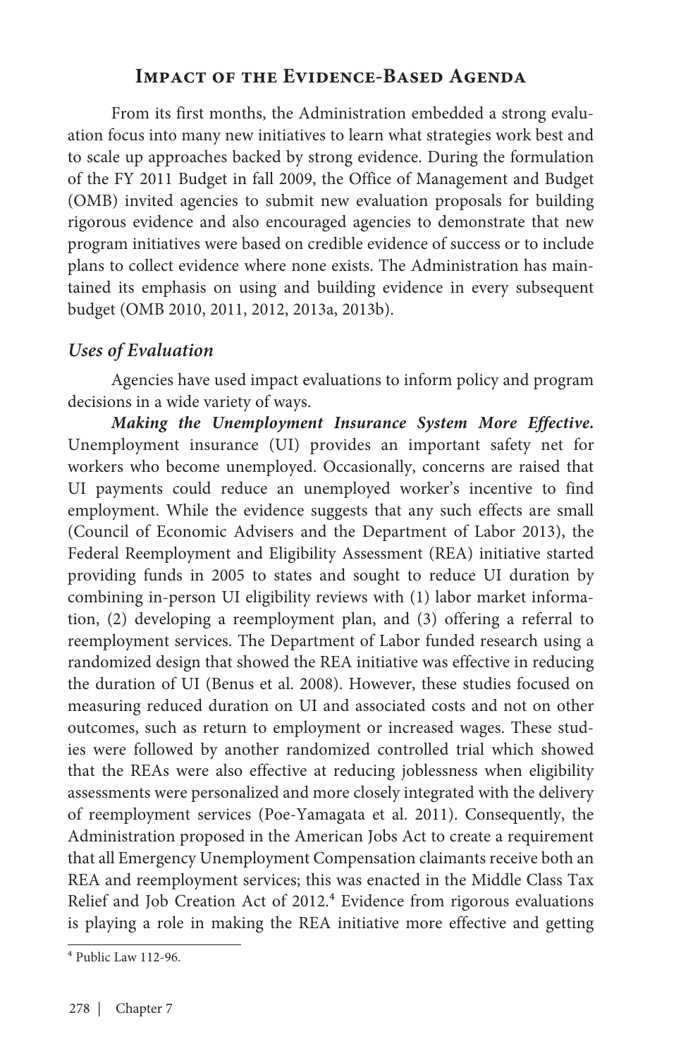## Impact of the Evidence-Based Agenda

From its first months, the Administration embedded a strong evaluation focus into many new initiatives to learn what strategies work best and to scale up approaches backed by strong evidence. During the formulation of the FY 2011 Budget in fall 2009, the Office of Management and Budget (OMB) invited agencies to submit new evaluation proposals for building rigorous evidence and also encouraged agencies to demonstrate that new program initiatives were based on credible evidence of success or to include plans to collect evidence where none exists. The Administration has maintained its emphasis on using and building evidence in every subsequent budget (OMB 2010, 2011, 2012, 2013a, 2013b).

### *Uses of Evaluation*

Agencies have used impact evaluations to inform policy and program decisions in a wide variety of ways.

***Making the Unemployment Insurance System More Effective.*** Unemployment insurance (UI) provides an important safety net for workers who become unemployed. Occasionally, concerns are raised that UI payments could reduce an unemployed worker's incentive to find employment. While the evidence suggests that any such effects are small (Council of Economic Advisers and the Department of Labor 2013), the Federal Reemployment and Eligibility Assessment (REA) initiative started providing funds in 2005 to states and sought to reduce UI duration by combining in-person UI eligibility reviews with (1) labor market information, (2) developing a reemployment plan, and (3) offering a referral to reemployment services. The Department of Labor funded research using a randomized design that showed the REA initiative was effective in reducing the duration of UI (Benus et al. 2008). However, these studies focused on measuring reduced duration on UI and associated costs and not on other outcomes, such as return to employment or increased wages. These studies were followed by another randomized controlled trial which showed that the REAs were also effective at reducing joblessness when eligibility assessments were personalized and more closely integrated with the delivery of reemployment services (Poe-Yamagata et al. 2011). Consequently, the Administration proposed in the American Jobs Act to create a requirement that all Emergency Unemployment Compensation claimants receive both an REA and reemployment services; this was enacted in the Middle Class Tax Relief and Job Creation Act of 2012.[4] Evidence from rigorous evaluations is playing a role in making the REA initiative more effective and getting

[4] Public Law 112-96.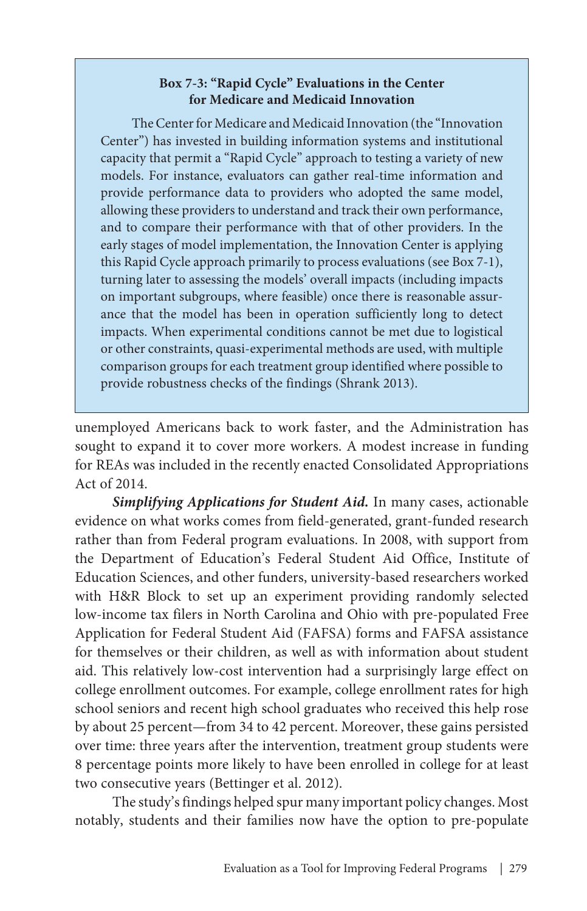**Box 7-3: "Rapid Cycle" Evaluations in the Center for Medicare and Medicaid Innovation**

The Center for Medicare and Medicaid Innovation (the "Innovation Center") has invested in building information systems and institutional capacity that permit a "Rapid Cycle" approach to testing a variety of new models. For instance, evaluators can gather real-time information and provide performance data to providers who adopted the same model, allowing these providers to understand and track their own performance, and to compare their performance with that of other providers. In the early stages of model implementation, the Innovation Center is applying this Rapid Cycle approach primarily to process evaluations (see Box 7-1), turning later to assessing the models' overall impacts (including impacts on important subgroups, where feasible) once there is reasonable assurance that the model has been in operation sufficiently long to detect impacts. When experimental conditions cannot be met due to logistical or other constraints, quasi-experimental methods are used, with multiple comparison groups for each treatment group identified where possible to provide robustness checks of the findings (Shrank 2013).

unemployed Americans back to work faster, and the Administration has sought to expand it to cover more workers. A modest increase in funding for REAs was included in the recently enacted Consolidated Appropriations Act of 2014.

***Simplifying Applications for Student Aid.*** In many cases, actionable evidence on what works comes from field-generated, grant-funded research rather than from Federal program evaluations. In 2008, with support from the Department of Education's Federal Student Aid Office, Institute of Education Sciences, and other funders, university-based researchers worked with H&R Block to set up an experiment providing randomly selected low-income tax filers in North Carolina and Ohio with pre-populated Free Application for Federal Student Aid (FAFSA) forms and FAFSA assistance for themselves or their children, as well as with information about student aid. This relatively low-cost intervention had a surprisingly large effect on college enrollment outcomes. For example, college enrollment rates for high school seniors and recent high school graduates who received this help rose by about 25 percent—from 34 to 42 percent. Moreover, these gains persisted over time: three years after the intervention, treatment group students were 8 percentage points more likely to have been enrolled in college for at least two consecutive years (Bettinger et al. 2012).

The study's findings helped spur many important policy changes. Most notably, students and their families now have the option to pre-populate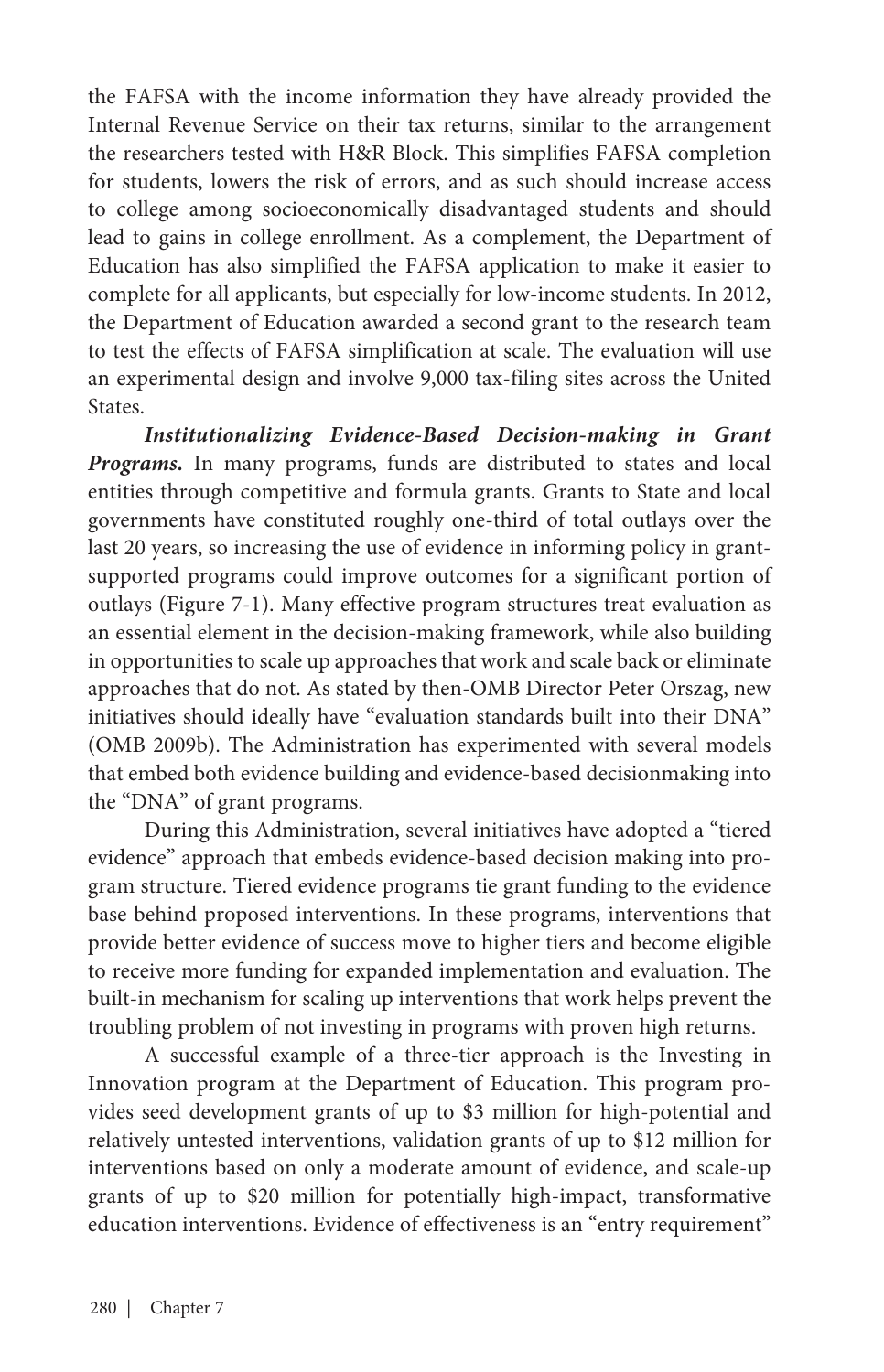the FAFSA with the income information they have already provided the Internal Revenue Service on their tax returns, similar to the arrangement the researchers tested with H&R Block. This simplifies FAFSA completion for students, lowers the risk of errors, and as such should increase access to college among socioeconomically disadvantaged students and should lead to gains in college enrollment. As a complement, the Department of Education has also simplified the FAFSA application to make it easier to complete for all applicants, but especially for low-income students. In 2012, the Department of Education awarded a second grant to the research team to test the effects of FAFSA simplification at scale. The evaluation will use an experimental design and involve 9,000 tax-filing sites across the United States.

***Institutionalizing Evidence-Based Decision-making in Grant Programs.*** In many programs, funds are distributed to states and local entities through competitive and formula grants. Grants to State and local governments have constituted roughly one-third of total outlays over the last 20 years, so increasing the use of evidence in informing policy in grant-supported programs could improve outcomes for a significant portion of outlays (Figure 7-1). Many effective program structures treat evaluation as an essential element in the decision-making framework, while also building in opportunities to scale up approaches that work and scale back or eliminate approaches that do not. As stated by then-OMB Director Peter Orszag, new initiatives should ideally have "evaluation standards built into their DNA" (OMB 2009b). The Administration has experimented with several models that embed both evidence building and evidence-based decisionmaking into the "DNA" of grant programs.

During this Administration, several initiatives have adopted a "tiered evidence" approach that embeds evidence-based decision making into program structure. Tiered evidence programs tie grant funding to the evidence base behind proposed interventions. In these programs, interventions that provide better evidence of success move to higher tiers and become eligible to receive more funding for expanded implementation and evaluation. The built-in mechanism for scaling up interventions that work helps prevent the troubling problem of not investing in programs with proven high returns.

A successful example of a three-tier approach is the Investing in Innovation program at the Department of Education. This program provides seed development grants of up to $3 million for high-potential and relatively untested interventions, validation grants of up to $12 million for interventions based on only a moderate amount of evidence, and scale-up grants of up to $20 million for potentially high-impact, transformative education interventions. Evidence of effectiveness is an "entry requirement"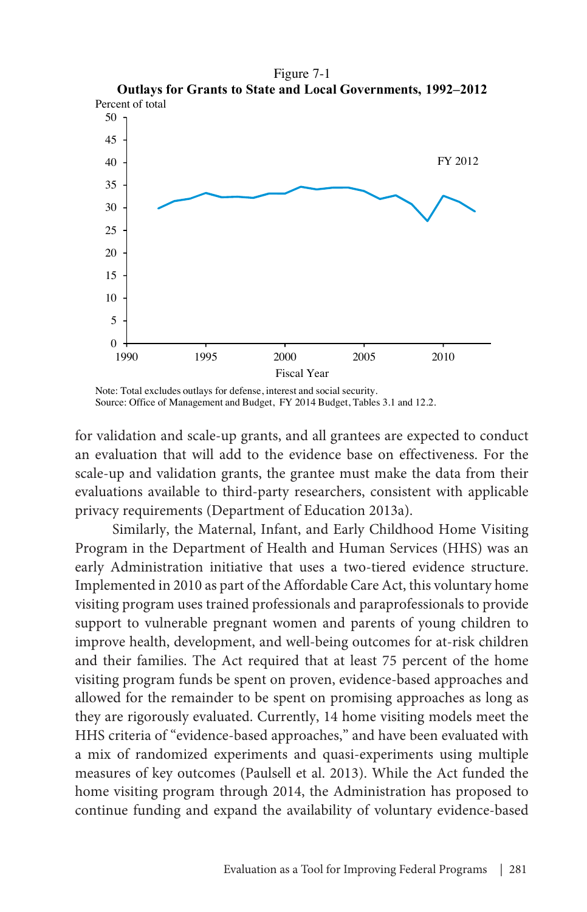Figure 7-1

**Outlays for Grants to State and Local Governments, 1992–2012**

Note: Total excludes outlays for defense, interest and social security.
Source: Office of Management and Budget, FY 2014 Budget, Tables 3.1 and 12.2.

for validation and scale-up grants, and all grantees are expected to conduct an evaluation that will add to the evidence base on effectiveness. For the scale-up and validation grants, the grantee must make the data from their evaluations available to third-party researchers, consistent with applicable privacy requirements (Department of Education 2013a).

Similarly, the Maternal, Infant, and Early Childhood Home Visiting Program in the Department of Health and Human Services (HHS) was an early Administration initiative that uses a two-tiered evidence structure. Implemented in 2010 as part of the Affordable Care Act, this voluntary home visiting program uses trained professionals and paraprofessionals to provide support to vulnerable pregnant women and parents of young children to improve health, development, and well-being outcomes for at-risk children and their families. The Act required that at least 75 percent of the home visiting program funds be spent on proven, evidence-based approaches and allowed for the remainder to be spent on promising approaches as long as they are rigorously evaluated. Currently, 14 home visiting models meet the HHS criteria of "evidence-based approaches," and have been evaluated with a mix of randomized experiments and quasi-experiments using multiple measures of key outcomes (Paulsell et al. 2013). While the Act funded the home visiting program through 2014, the Administration has proposed to continue funding and expand the availability of voluntary evidence-based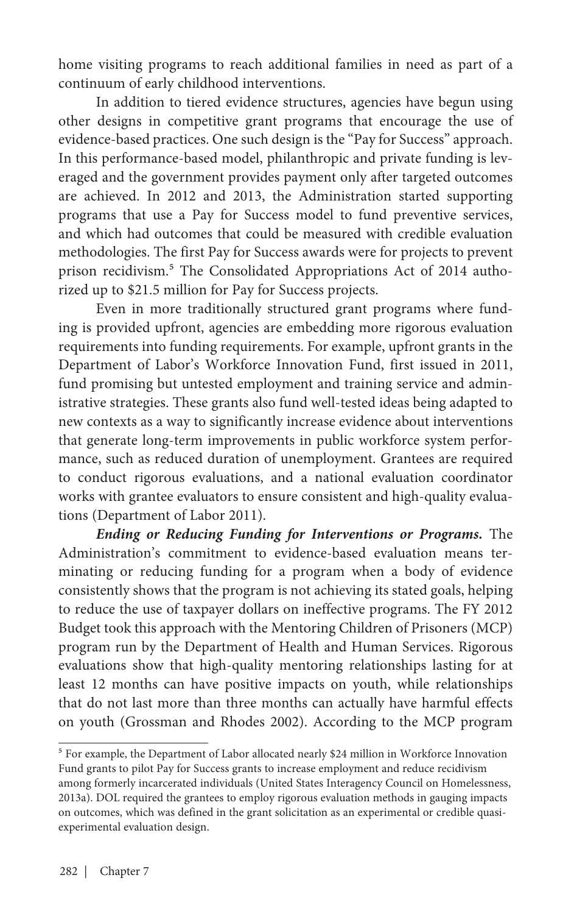home visiting programs to reach additional families in need as part of a continuum of early childhood interventions.

In addition to tiered evidence structures, agencies have begun using other designs in competitive grant programs that encourage the use of evidence-based practices. One such design is the "Pay for Success" approach. In this performance-based model, philanthropic and private funding is leveraged and the government provides payment only after targeted outcomes are achieved. In 2012 and 2013, the Administration started supporting programs that use a Pay for Success model to fund preventive services, and which had outcomes that could be measured with credible evaluation methodologies. The first Pay for Success awards were for projects to prevent prison recidivism.[5] The Consolidated Appropriations Act of 2014 authorized up to $21.5 million for Pay for Success projects.

Even in more traditionally structured grant programs where funding is provided upfront, agencies are embedding more rigorous evaluation requirements into funding requirements. For example, upfront grants in the Department of Labor's Workforce Innovation Fund, first issued in 2011, fund promising but untested employment and training service and administrative strategies. These grants also fund well-tested ideas being adapted to new contexts as a way to significantly increase evidence about interventions that generate long-term improvements in public workforce system performance, such as reduced duration of unemployment. Grantees are required to conduct rigorous evaluations, and a national evaluation coordinator works with grantee evaluators to ensure consistent and high-quality evaluations (Department of Labor 2011).

***Ending or Reducing Funding for Interventions or Programs.*** The Administration's commitment to evidence-based evaluation means terminating or reducing funding for a program when a body of evidence consistently shows that the program is not achieving its stated goals, helping to reduce the use of taxpayer dollars on ineffective programs. The FY 2012 Budget took this approach with the Mentoring Children of Prisoners (MCP) program run by the Department of Health and Human Services. Rigorous evaluations show that high-quality mentoring relationships lasting for at least 12 months can have positive impacts on youth, while relationships that do not last more than three months can actually have harmful effects on youth (Grossman and Rhodes 2002). According to the MCP program

[5] For example, the Department of Labor allocated nearly $24 million in Workforce Innovation Fund grants to pilot Pay for Success grants to increase employment and reduce recidivism among formerly incarcerated individuals (United States Interagency Council on Homelessness, 2013a). DOL required the grantees to employ rigorous evaluation methods in gauging impacts on outcomes, which was defined in the grant solicitation as an experimental or credible quasi-experimental evaluation design.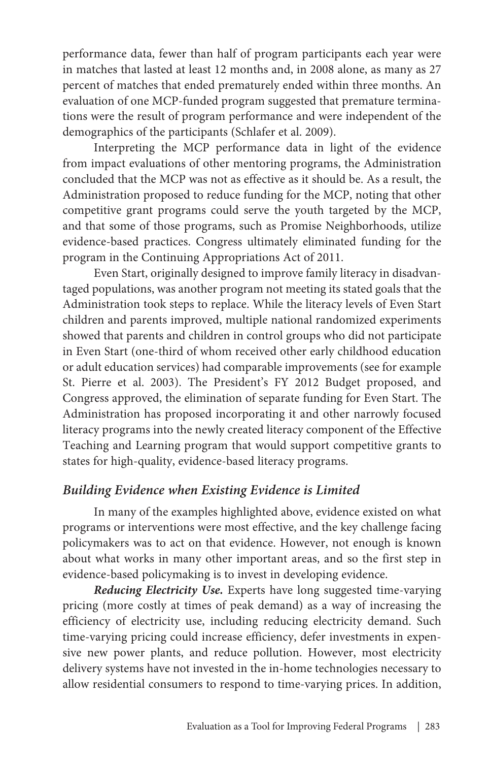performance data, fewer than half of program participants each year were in matches that lasted at least 12 months and, in 2008 alone, as many as 27 percent of matches that ended prematurely ended within three months. An evaluation of one MCP-funded program suggested that premature terminations were the result of program performance and were independent of the demographics of the participants (Schlafer et al. 2009).

Interpreting the MCP performance data in light of the evidence from impact evaluations of other mentoring programs, the Administration concluded that the MCP was not as effective as it should be. As a result, the Administration proposed to reduce funding for the MCP, noting that other competitive grant programs could serve the youth targeted by the MCP, and that some of those programs, such as Promise Neighborhoods, utilize evidence-based practices. Congress ultimately eliminated funding for the program in the Continuing Appropriations Act of 2011.

Even Start, originally designed to improve family literacy in disadvantaged populations, was another program not meeting its stated goals that the Administration took steps to replace. While the literacy levels of Even Start children and parents improved, multiple national randomized experiments showed that parents and children in control groups who did not participate in Even Start (one-third of whom received other early childhood education or adult education services) had comparable improvements (see for example St. Pierre et al. 2003). The President's FY 2012 Budget proposed, and Congress approved, the elimination of separate funding for Even Start. The Administration has proposed incorporating it and other narrowly focused literacy programs into the newly created literacy component of the Effective Teaching and Learning program that would support competitive grants to states for high-quality, evidence-based literacy programs.

### *Building Evidence when Existing Evidence is Limited*

In many of the examples highlighted above, evidence existed on what programs or interventions were most effective, and the key challenge facing policymakers was to act on that evidence. However, not enough is known about what works in many other important areas, and so the first step in evidence-based policymaking is to invest in developing evidence.

***Reducing Electricity Use.*** Experts have long suggested time-varying pricing (more costly at times of peak demand) as a way of increasing the efficiency of electricity use, including reducing electricity demand. Such time-varying pricing could increase efficiency, defer investments in expensive new power plants, and reduce pollution. However, most electricity delivery systems have not invested in the in-home technologies necessary to allow residential consumers to respond to time-varying prices. In addition,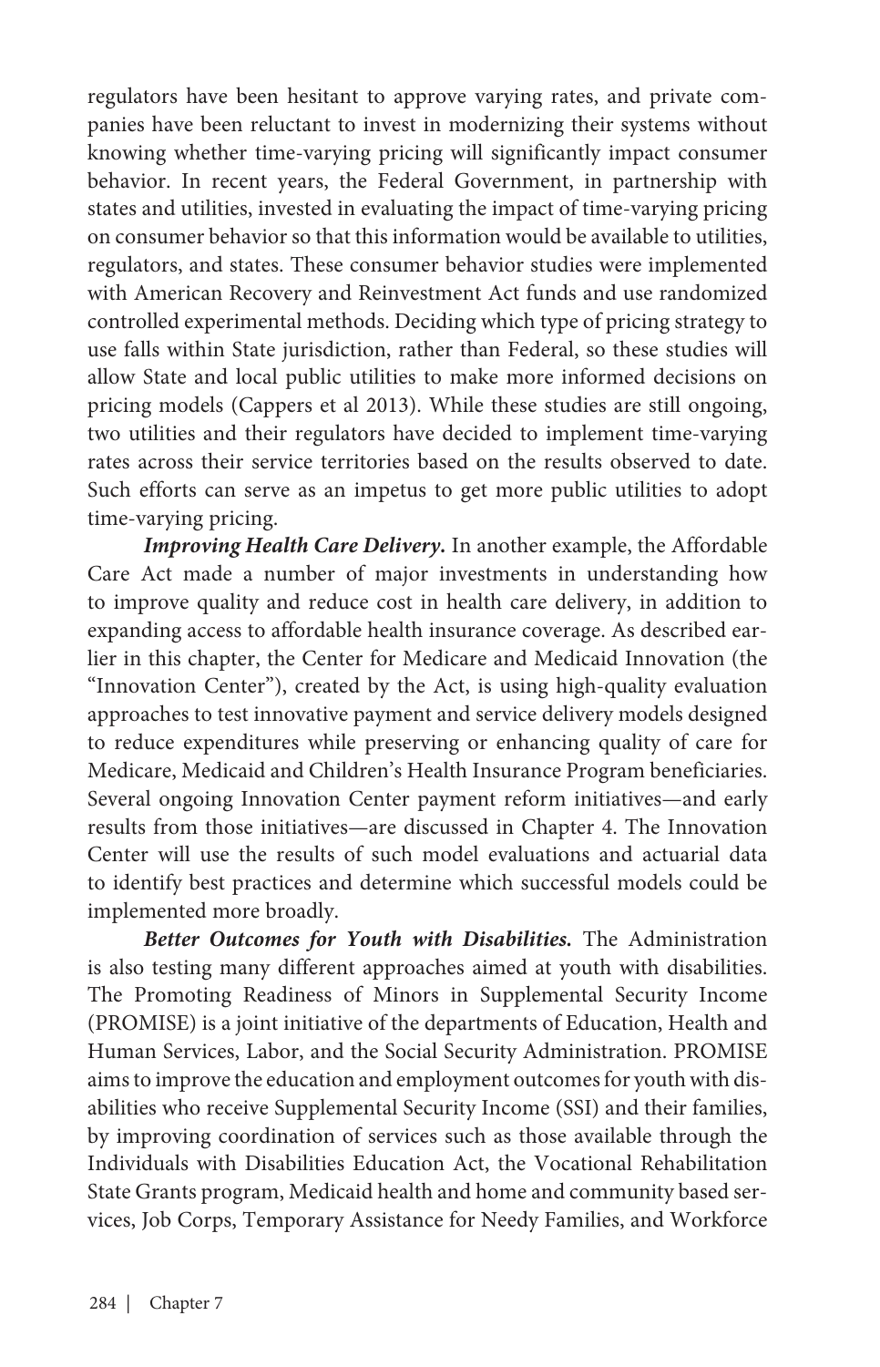regulators have been hesitant to approve varying rates, and private companies have been reluctant to invest in modernizing their systems without knowing whether time-varying pricing will significantly impact consumer behavior. In recent years, the Federal Government, in partnership with states and utilities, invested in evaluating the impact of time-varying pricing on consumer behavior so that this information would be available to utilities, regulators, and states. These consumer behavior studies were implemented with American Recovery and Reinvestment Act funds and use randomized controlled experimental methods. Deciding which type of pricing strategy to use falls within State jurisdiction, rather than Federal, so these studies will allow State and local public utilities to make more informed decisions on pricing models (Cappers et al 2013). While these studies are still ongoing, two utilities and their regulators have decided to implement time-varying rates across their service territories based on the results observed to date. Such efforts can serve as an impetus to get more public utilities to adopt time-varying pricing.

***Improving Health Care Delivery.*** In another example, the Affordable Care Act made a number of major investments in understanding how to improve quality and reduce cost in health care delivery, in addition to expanding access to affordable health insurance coverage. As described earlier in this chapter, the Center for Medicare and Medicaid Innovation (the "Innovation Center"), created by the Act, is using high-quality evaluation approaches to test innovative payment and service delivery models designed to reduce expenditures while preserving or enhancing quality of care for Medicare, Medicaid and Children's Health Insurance Program beneficiaries. Several ongoing Innovation Center payment reform initiatives—and early results from those initiatives—are discussed in Chapter 4. The Innovation Center will use the results of such model evaluations and actuarial data to identify best practices and determine which successful models could be implemented more broadly.

***Better Outcomes for Youth with Disabilities.*** The Administration is also testing many different approaches aimed at youth with disabilities. The Promoting Readiness of Minors in Supplemental Security Income (PROMISE) is a joint initiative of the departments of Education, Health and Human Services, Labor, and the Social Security Administration. PROMISE aims to improve the education and employment outcomes for youth with disabilities who receive Supplemental Security Income (SSI) and their families, by improving coordination of services such as those available through the Individuals with Disabilities Education Act, the Vocational Rehabilitation State Grants program, Medicaid health and home and community based services, Job Corps, Temporary Assistance for Needy Families, and Workforce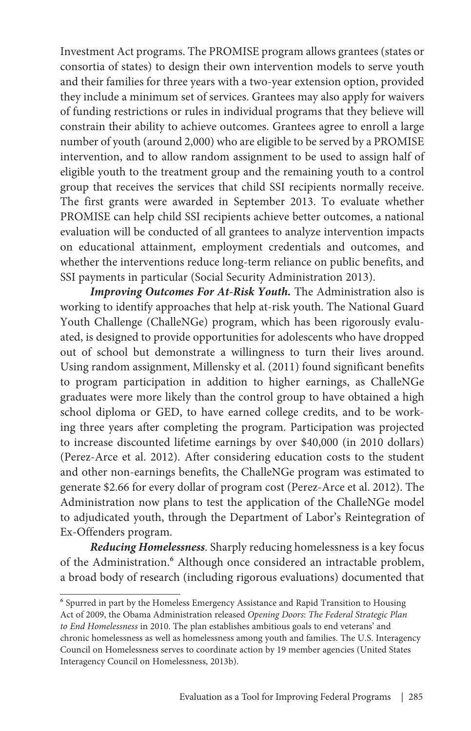Investment Act programs. The PROMISE program allows grantees (states or consortia of states) to design their own intervention models to serve youth and their families for three years with a two-year extension option, provided they include a minimum set of services. Grantees may also apply for waivers of funding restrictions or rules in individual programs that they believe will constrain their ability to achieve outcomes. Grantees agree to enroll a large number of youth (around 2,000) who are eligible to be served by a PROMISE intervention, and to allow random assignment to be used to assign half of eligible youth to the treatment group and the remaining youth to a control group that receives the services that child SSI recipients normally receive. The first grants were awarded in September 2013. To evaluate whether PROMISE can help child SSI recipients achieve better outcomes, a national evaluation will be conducted of all grantees to analyze intervention impacts on educational attainment, employment credentials and outcomes, and whether the interventions reduce long-term reliance on public benefits, and SSI payments in particular (Social Security Administration 2013).

***Improving Outcomes For At-Risk Youth.*** The Administration also is working to identify approaches that help at-risk youth. The National Guard Youth Challenge (ChalleNGe) program, which has been rigorously evaluated, is designed to provide opportunities for adolescents who have dropped out of school but demonstrate a willingness to turn their lives around. Using random assignment, Millensky et al. (2011) found significant benefits to program participation in addition to higher earnings, as ChalleNGe graduates were more likely than the control group to have obtained a high school diploma or GED, to have earned college credits, and to be working three years after completing the program. Participation was projected to increase discounted lifetime earnings by over $40,000 (in 2010 dollars) (Perez-Arce et al. 2012). After considering education costs to the student and other non-earnings benefits, the ChalleNGe program was estimated to generate $2.66 for every dollar of program cost (Perez-Arce et al. 2012). The Administration now plans to test the application of the ChalleNGe model to adjudicated youth, through the Department of Labor's Reintegration of Ex-Offenders program.

***Reducing Homelessness***. Sharply reducing homelessness is a key focus of the Administration.[6] Although once considered an intractable problem, a broad body of research (including rigorous evaluations) documented that

[6] Spurred in part by the Homeless Emergency Assistance and Rapid Transition to Housing Act of 2009, the Obama Administration released *Opening Doors*: *The Federal Strategic Plan to End Homelessness* in 2010. The plan establishes ambitious goals to end veterans' and chronic homelessness as well as homelessness among youth and families. The U.S. Interagency Council on Homelessness serves to coordinate action by 19 member agencies (United States Interagency Council on Homelessness, 2013b).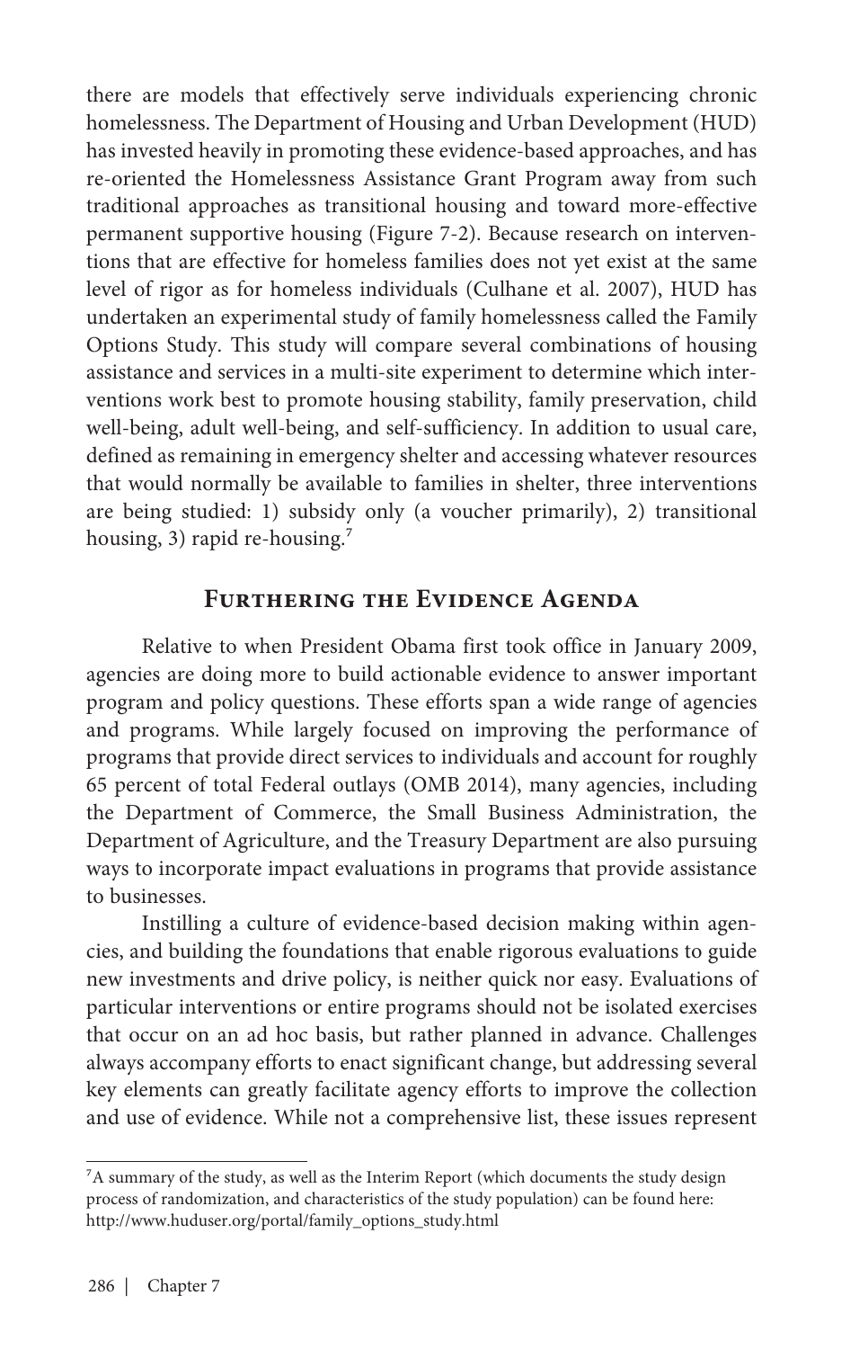there are models that effectively serve individuals experiencing chronic homelessness. The Department of Housing and Urban Development (HUD) has invested heavily in promoting these evidence-based approaches, and has re-oriented the Homelessness Assistance Grant Program away from such traditional approaches as transitional housing and toward more-effective permanent supportive housing (Figure 7-2). Because research on interventions that are effective for homeless families does not yet exist at the same level of rigor as for homeless individuals (Culhane et al. 2007), HUD has undertaken an experimental study of family homelessness called the Family Options Study. This study will compare several combinations of housing assistance and services in a multi-site experiment to determine which interventions work best to promote housing stability, family preservation, child well-being, adult well-being, and self-sufficiency. In addition to usual care, defined as remaining in emergency shelter and accessing whatever resources that would normally be available to families in shelter, three interventions are being studied: 1) subsidy only (a voucher primarily), 2) transitional housing, 3) rapid re-housing.[7]

## Furthering the Evidence Agenda

Relative to when President Obama first took office in January 2009, agencies are doing more to build actionable evidence to answer important program and policy questions. These efforts span a wide range of agencies and programs. While largely focused on improving the performance of programs that provide direct services to individuals and account for roughly 65 percent of total Federal outlays (OMB 2014), many agencies, including the Department of Commerce, the Small Business Administration, the Department of Agriculture, and the Treasury Department are also pursuing ways to incorporate impact evaluations in programs that provide assistance to businesses.

Instilling a culture of evidence-based decision making within agencies, and building the foundations that enable rigorous evaluations to guide new investments and drive policy, is neither quick nor easy. Evaluations of particular interventions or entire programs should not be isolated exercises that occur on an ad hoc basis, but rather planned in advance. Challenges always accompany efforts to enact significant change, but addressing several key elements can greatly facilitate agency efforts to improve the collection and use of evidence. While not a comprehensive list, these issues represent

[7] A summary of the study, as well as the Interim Report (which documents the study design process of randomization, and characteristics of the study population) can be found here: http://www.huduser.org/portal/family_options_study.html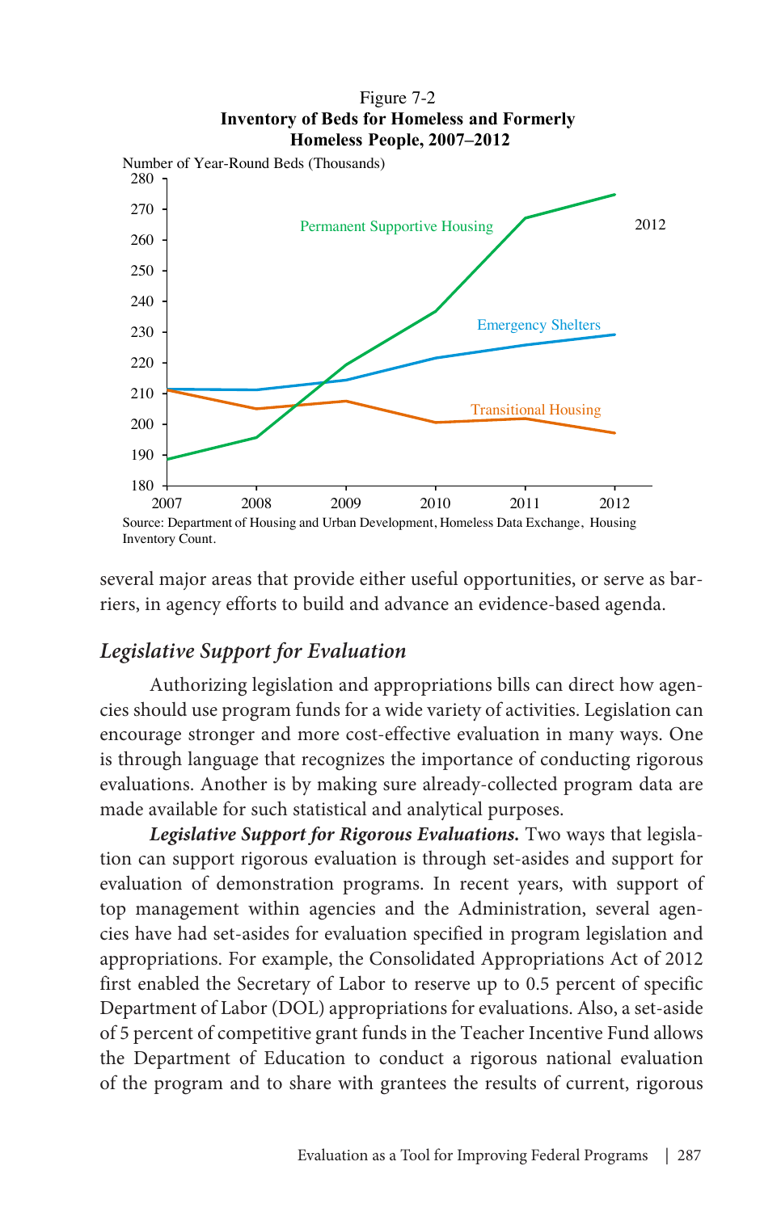Figure 7-2
**Inventory of Beds for Homeless and Formerly Homeless People, 2007–2012**

Source: Department of Housing and Urban Development, Homeless Data Exchange, Housing Inventory Count.

several major areas that provide either useful opportunities, or serve as barriers, in agency efforts to build and advance an evidence-based agenda.

## *Legislative Support for Evaluation*

Authorizing legislation and appropriations bills can direct how agencies should use program funds for a wide variety of activities. Legislation can encourage stronger and more cost-effective evaluation in many ways. One is through language that recognizes the importance of conducting rigorous evaluations. Another is by making sure already-collected program data are made available for such statistical and analytical purposes.

***Legislative Support for Rigorous Evaluations.*** Two ways that legislation can support rigorous evaluation is through set-asides and support for evaluation of demonstration programs. In recent years, with support of top management within agencies and the Administration, several agencies have had set-asides for evaluation specified in program legislation and appropriations. For example, the Consolidated Appropriations Act of 2012 first enabled the Secretary of Labor to reserve up to 0.5 percent of specific Department of Labor (DOL) appropriations for evaluations. Also, a set-aside of 5 percent of competitive grant funds in the Teacher Incentive Fund allows the Department of Education to conduct a rigorous national evaluation of the program and to share with grantees the results of current, rigorous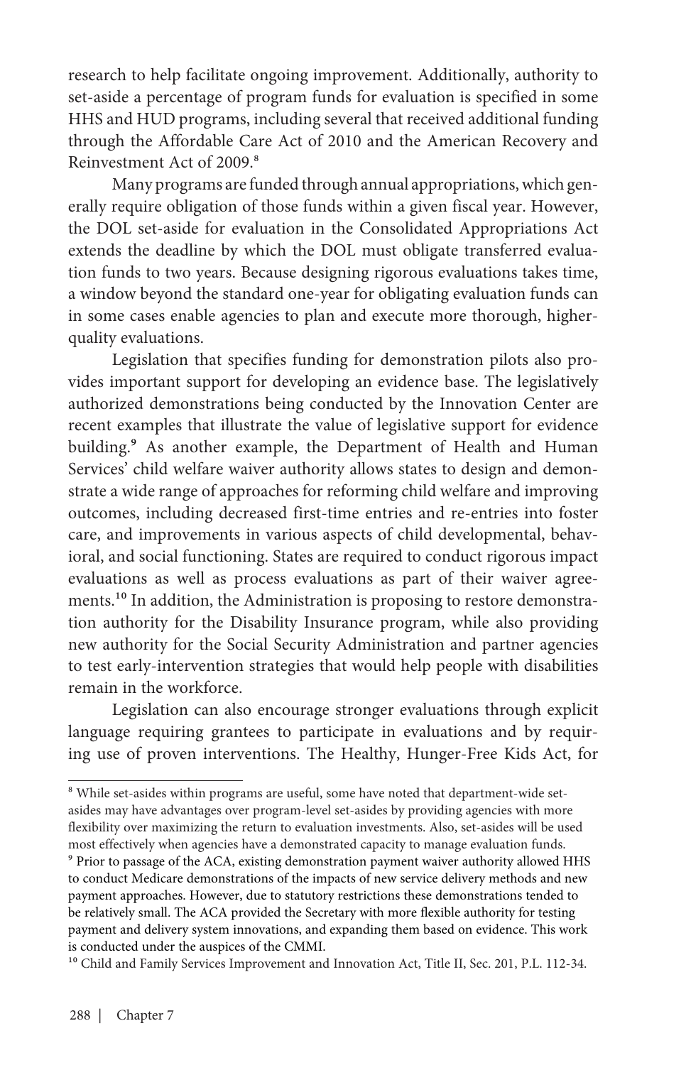research to help facilitate ongoing improvement. Additionally, authority to set-aside a percentage of program funds for evaluation is specified in some HHS and HUD programs, including several that received additional funding through the Affordable Care Act of 2010 and the American Recovery and Reinvestment Act of 2009.[8]

Many programs are funded through annual appropriations, which generally require obligation of those funds within a given fiscal year. However, the DOL set-aside for evaluation in the Consolidated Appropriations Act extends the deadline by which the DOL must obligate transferred evaluation funds to two years. Because designing rigorous evaluations takes time, a window beyond the standard one-year for obligating evaluation funds can in some cases enable agencies to plan and execute more thorough, higher-quality evaluations.

Legislation that specifies funding for demonstration pilots also provides important support for developing an evidence base. The legislatively authorized demonstrations being conducted by the Innovation Center are recent examples that illustrate the value of legislative support for evidence building.[9] As another example, the Department of Health and Human Services' child welfare waiver authority allows states to design and demonstrate a wide range of approaches for reforming child welfare and improving outcomes, including decreased first-time entries and re-entries into foster care, and improvements in various aspects of child developmental, behavioral, and social functioning. States are required to conduct rigorous impact evaluations as well as process evaluations as part of their waiver agreements.[10] In addition, the Administration is proposing to restore demonstration authority for the Disability Insurance program, while also providing new authority for the Social Security Administration and partner agencies to test early-intervention strategies that would help people with disabilities remain in the workforce.

Legislation can also encourage stronger evaluations through explicit language requiring grantees to participate in evaluations and by requiring use of proven interventions. The Healthy, Hunger-Free Kids Act, for

---

[8] While set-asides within programs are useful, some have noted that department-wide set-asides may have advantages over program-level set-asides by providing agencies with more flexibility over maximizing the return to evaluation investments. Also, set-asides will be used most effectively when agencies have a demonstrated capacity to manage evaluation funds.

[9] Prior to passage of the ACA, existing demonstration payment waiver authority allowed HHS to conduct Medicare demonstrations of the impacts of new service delivery methods and new payment approaches. However, due to statutory restrictions these demonstrations tended to be relatively small. The ACA provided the Secretary with more flexible authority for testing payment and delivery system innovations, and expanding them based on evidence. This work is conducted under the auspices of the CMMI.

[10] Child and Family Services Improvement and Innovation Act, Title II, Sec. 201, P.L. 112-34.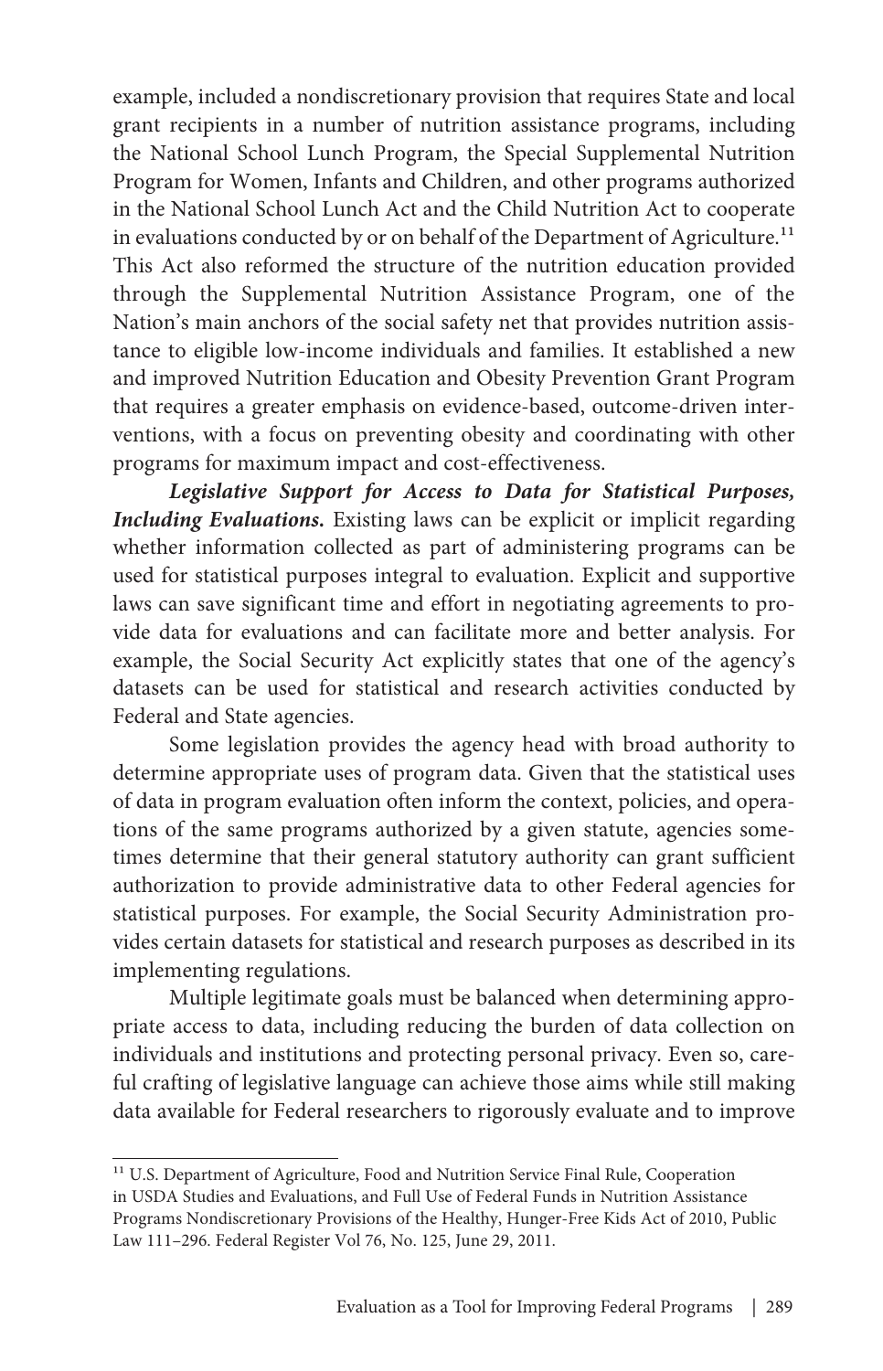example, included a nondiscretionary provision that requires State and local grant recipients in a number of nutrition assistance programs, including the National School Lunch Program, the Special Supplemental Nutrition Program for Women, Infants and Children, and other programs authorized in the National School Lunch Act and the Child Nutrition Act to cooperate in evaluations conducted by or on behalf of the Department of Agriculture.[11] This Act also reformed the structure of the nutrition education provided through the Supplemental Nutrition Assistance Program, one of the Nation's main anchors of the social safety net that provides nutrition assistance to eligible low-income individuals and families. It established a new and improved Nutrition Education and Obesity Prevention Grant Program that requires a greater emphasis on evidence-based, outcome-driven interventions, with a focus on preventing obesity and coordinating with other programs for maximum impact and cost-effectiveness.

***Legislative Support for Access to Data for Statistical Purposes, Including Evaluations.*** Existing laws can be explicit or implicit regarding whether information collected as part of administering programs can be used for statistical purposes integral to evaluation. Explicit and supportive laws can save significant time and effort in negotiating agreements to provide data for evaluations and can facilitate more and better analysis. For example, the Social Security Act explicitly states that one of the agency's datasets can be used for statistical and research activities conducted by Federal and State agencies.

Some legislation provides the agency head with broad authority to determine appropriate uses of program data. Given that the statistical uses of data in program evaluation often inform the context, policies, and operations of the same programs authorized by a given statute, agencies sometimes determine that their general statutory authority can grant sufficient authorization to provide administrative data to other Federal agencies for statistical purposes. For example, the Social Security Administration provides certain datasets for statistical and research purposes as described in its implementing regulations.

Multiple legitimate goals must be balanced when determining appropriate access to data, including reducing the burden of data collection on individuals and institutions and protecting personal privacy. Even so, careful crafting of legislative language can achieve those aims while still making data available for Federal researchers to rigorously evaluate and to improve

[11] U.S. Department of Agriculture, Food and Nutrition Service Final Rule, Cooperation in USDA Studies and Evaluations, and Full Use of Federal Funds in Nutrition Assistance Programs Nondiscretionary Provisions of the Healthy, Hunger-Free Kids Act of 2010, Public Law 111–296. Federal Register Vol 76, No. 125, June 29, 2011.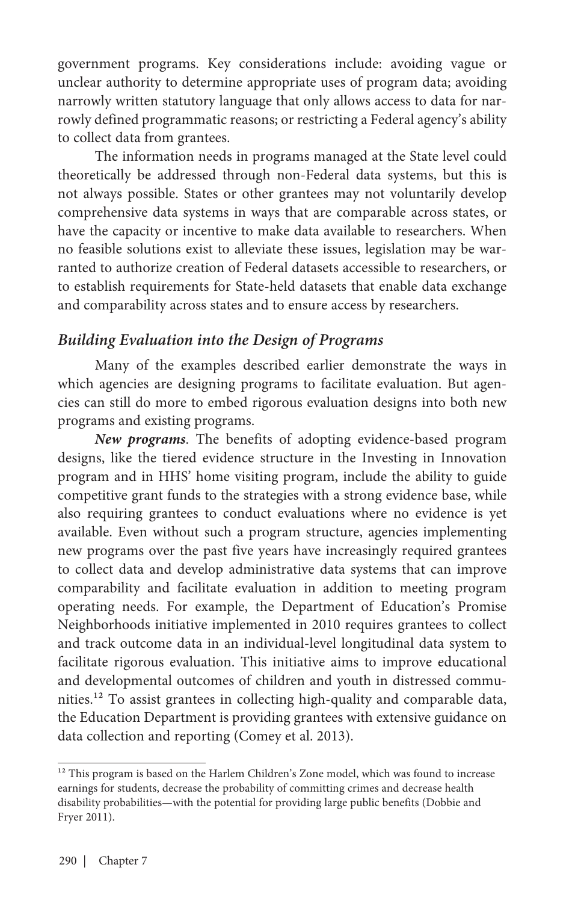government programs. Key considerations include: avoiding vague or unclear authority to determine appropriate uses of program data; avoiding narrowly written statutory language that only allows access to data for narrowly defined programmatic reasons; or restricting a Federal agency's ability to collect data from grantees.

The information needs in programs managed at the State level could theoretically be addressed through non-Federal data systems, but this is not always possible. States or other grantees may not voluntarily develop comprehensive data systems in ways that are comparable across states, or have the capacity or incentive to make data available to researchers. When no feasible solutions exist to alleviate these issues, legislation may be warranted to authorize creation of Federal datasets accessible to researchers, or to establish requirements for State-held datasets that enable data exchange and comparability across states and to ensure access by researchers.

### *Building Evaluation into the Design of Programs*

Many of the examples described earlier demonstrate the ways in which agencies are designing programs to facilitate evaluation. But agencies can still do more to embed rigorous evaluation designs into both new programs and existing programs.

***New programs***. The benefits of adopting evidence-based program designs, like the tiered evidence structure in the Investing in Innovation program and in HHS' home visiting program, include the ability to guide competitive grant funds to the strategies with a strong evidence base, while also requiring grantees to conduct evaluations where no evidence is yet available. Even without such a program structure, agencies implementing new programs over the past five years have increasingly required grantees to collect data and develop administrative data systems that can improve comparability and facilitate evaluation in addition to meeting program operating needs. For example, the Department of Education's Promise Neighborhoods initiative implemented in 2010 requires grantees to collect and track outcome data in an individual-level longitudinal data system to facilitate rigorous evaluation. This initiative aims to improve educational and developmental outcomes of children and youth in distressed communities.[12] To assist grantees in collecting high-quality and comparable data, the Education Department is providing grantees with extensive guidance on data collection and reporting (Comey et al. 2013).

---

[12] This program is based on the Harlem Children's Zone model, which was found to increase earnings for students, decrease the probability of committing crimes and decrease health disability probabilities—with the potential for providing large public benefits (Dobbie and Fryer 2011).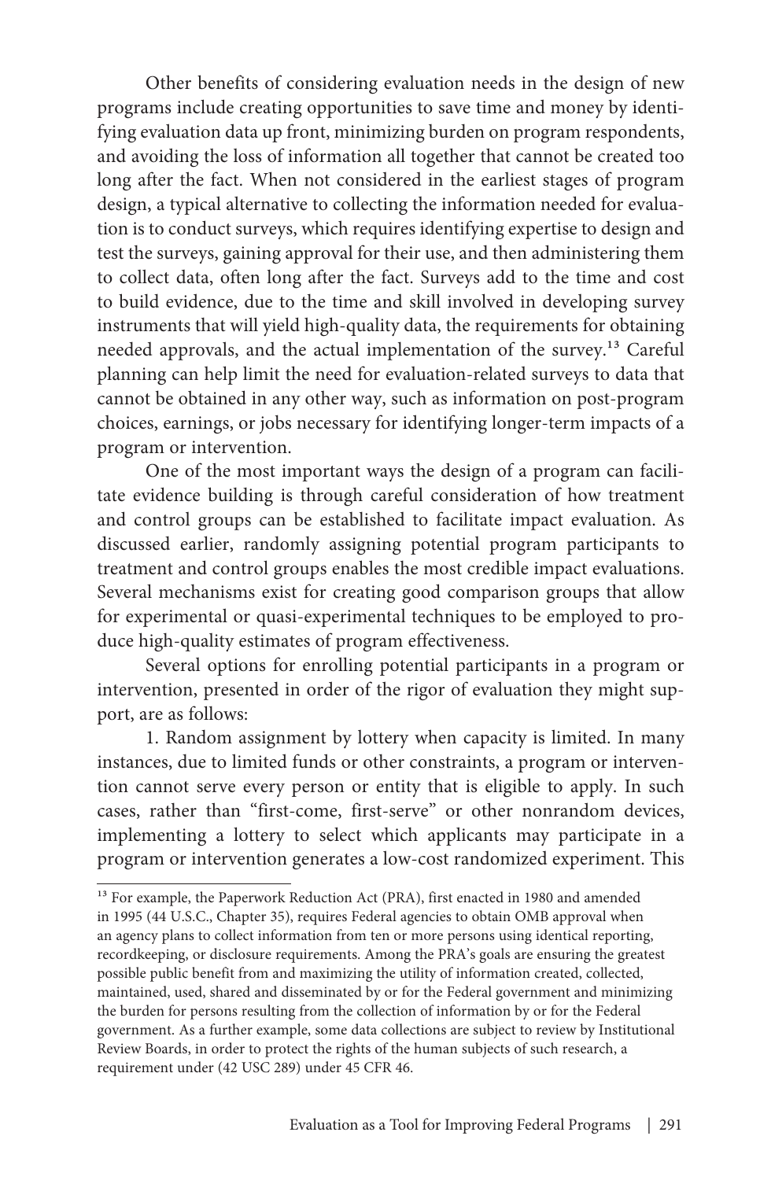Other benefits of considering evaluation needs in the design of new programs include creating opportunities to save time and money by identifying evaluation data up front, minimizing burden on program respondents, and avoiding the loss of information all together that cannot be created too long after the fact. When not considered in the earliest stages of program design, a typical alternative to collecting the information needed for evaluation is to conduct surveys, which requires identifying expertise to design and test the surveys, gaining approval for their use, and then administering them to collect data, often long after the fact. Surveys add to the time and cost to build evidence, due to the time and skill involved in developing survey instruments that will yield high-quality data, the requirements for obtaining needed approvals, and the actual implementation of the survey.[13] Careful planning can help limit the need for evaluation-related surveys to data that cannot be obtained in any other way, such as information on post-program choices, earnings, or jobs necessary for identifying longer-term impacts of a program or intervention.

One of the most important ways the design of a program can facilitate evidence building is through careful consideration of how treatment and control groups can be established to facilitate impact evaluation. As discussed earlier, randomly assigning potential program participants to treatment and control groups enables the most credible impact evaluations. Several mechanisms exist for creating good comparison groups that allow for experimental or quasi-experimental techniques to be employed to produce high-quality estimates of program effectiveness.

Several options for enrolling potential participants in a program or intervention, presented in order of the rigor of evaluation they might support, are as follows:

1. Random assignment by lottery when capacity is limited. In many instances, due to limited funds or other constraints, a program or intervention cannot serve every person or entity that is eligible to apply. In such cases, rather than "first-come, first-serve" or other nonrandom devices, implementing a lottery to select which applicants may participate in a program or intervention generates a low-cost randomized experiment. This

[13] For example, the Paperwork Reduction Act (PRA), first enacted in 1980 and amended in 1995 (44 U.S.C., Chapter 35), requires Federal agencies to obtain OMB approval when an agency plans to collect information from ten or more persons using identical reporting, recordkeeping, or disclosure requirements. Among the PRA's goals are ensuring the greatest possible public benefit from and maximizing the utility of information created, collected, maintained, used, shared and disseminated by or for the Federal government and minimizing the burden for persons resulting from the collection of information by or for the Federal government. As a further example, some data collections are subject to review by Institutional Review Boards, in order to protect the rights of the human subjects of such research, a requirement under (42 USC 289) under 45 CFR 46.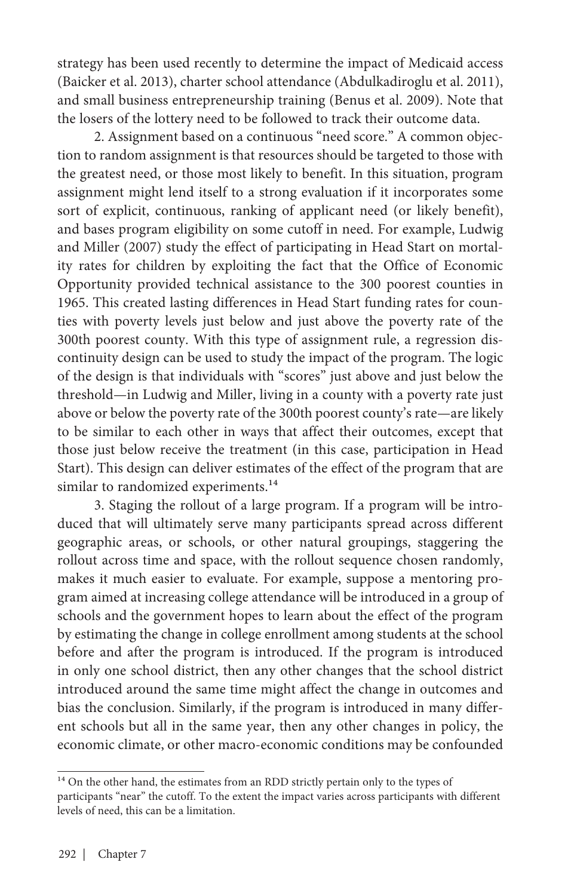strategy has been used recently to determine the impact of Medicaid access (Baicker et al. 2013), charter school attendance (Abdulkadiroglu et al. 2011), and small business entrepreneurship training (Benus et al. 2009). Note that the losers of the lottery need to be followed to track their outcome data.

2. Assignment based on a continuous "need score." A common objection to random assignment is that resources should be targeted to those with the greatest need, or those most likely to benefit. In this situation, program assignment might lend itself to a strong evaluation if it incorporates some sort of explicit, continuous, ranking of applicant need (or likely benefit), and bases program eligibility on some cutoff in need. For example, Ludwig and Miller (2007) study the effect of participating in Head Start on mortality rates for children by exploiting the fact that the Office of Economic Opportunity provided technical assistance to the 300 poorest counties in 1965. This created lasting differences in Head Start funding rates for counties with poverty levels just below and just above the poverty rate of the 300th poorest county. With this type of assignment rule, a regression discontinuity design can be used to study the impact of the program. The logic of the design is that individuals with "scores" just above and just below the threshold—in Ludwig and Miller, living in a county with a poverty rate just above or below the poverty rate of the 300th poorest county's rate—are likely to be similar to each other in ways that affect their outcomes, except that those just below receive the treatment (in this case, participation in Head Start). This design can deliver estimates of the effect of the program that are similar to randomized experiments.[14]

3. Staging the rollout of a large program. If a program will be introduced that will ultimately serve many participants spread across different geographic areas, or schools, or other natural groupings, staggering the rollout across time and space, with the rollout sequence chosen randomly, makes it much easier to evaluate. For example, suppose a mentoring program aimed at increasing college attendance will be introduced in a group of schools and the government hopes to learn about the effect of the program by estimating the change in college enrollment among students at the school before and after the program is introduced. If the program is introduced in only one school district, then any other changes that the school district introduced around the same time might affect the change in outcomes and bias the conclusion. Similarly, if the program is introduced in many different schools but all in the same year, then any other changes in policy, the economic climate, or other macro-economic conditions may be confounded

[14] On the other hand, the estimates from an RDD strictly pertain only to the types of participants "near" the cutoff. To the extent the impact varies across participants with different levels of need, this can be a limitation.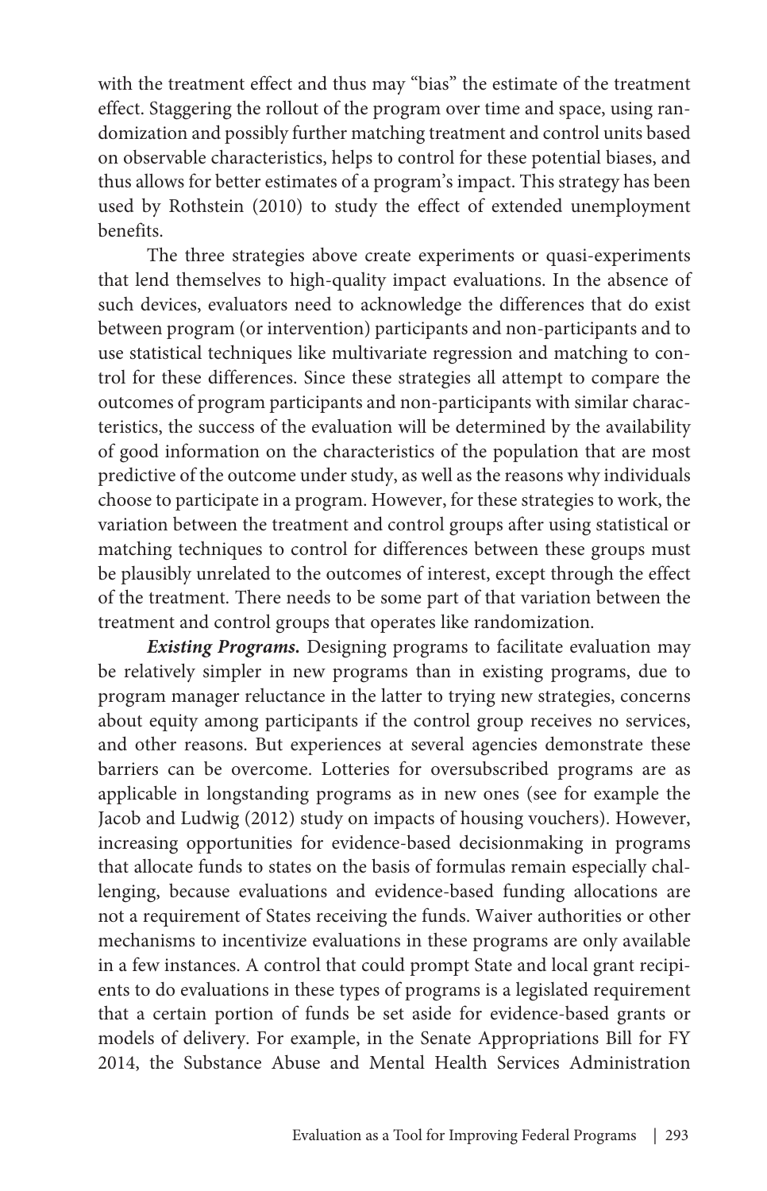with the treatment effect and thus may "bias" the estimate of the treatment effect. Staggering the rollout of the program over time and space, using randomization and possibly further matching treatment and control units based on observable characteristics, helps to control for these potential biases, and thus allows for better estimates of a program's impact. This strategy has been used by Rothstein (2010) to study the effect of extended unemployment benefits.

The three strategies above create experiments or quasi-experiments that lend themselves to high-quality impact evaluations. In the absence of such devices, evaluators need to acknowledge the differences that do exist between program (or intervention) participants and non-participants and to use statistical techniques like multivariate regression and matching to control for these differences. Since these strategies all attempt to compare the outcomes of program participants and non-participants with similar characteristics, the success of the evaluation will be determined by the availability of good information on the characteristics of the population that are most predictive of the outcome under study, as well as the reasons why individuals choose to participate in a program. However, for these strategies to work, the variation between the treatment and control groups after using statistical or matching techniques to control for differences between these groups must be plausibly unrelated to the outcomes of interest, except through the effect of the treatment. There needs to be some part of that variation between the treatment and control groups that operates like randomization.

***Existing Programs.*** Designing programs to facilitate evaluation may be relatively simpler in new programs than in existing programs, due to program manager reluctance in the latter to trying new strategies, concerns about equity among participants if the control group receives no services, and other reasons. But experiences at several agencies demonstrate these barriers can be overcome. Lotteries for oversubscribed programs are as applicable in longstanding programs as in new ones (see for example the Jacob and Ludwig (2012) study on impacts of housing vouchers). However, increasing opportunities for evidence-based decisionmaking in programs that allocate funds to states on the basis of formulas remain especially challenging, because evaluations and evidence-based funding allocations are not a requirement of States receiving the funds. Waiver authorities or other mechanisms to incentivize evaluations in these programs are only available in a few instances. A control that could prompt State and local grant recipients to do evaluations in these types of programs is a legislated requirement that a certain portion of funds be set aside for evidence-based grants or models of delivery. For example, in the Senate Appropriations Bill for FY 2014, the Substance Abuse and Mental Health Services Administration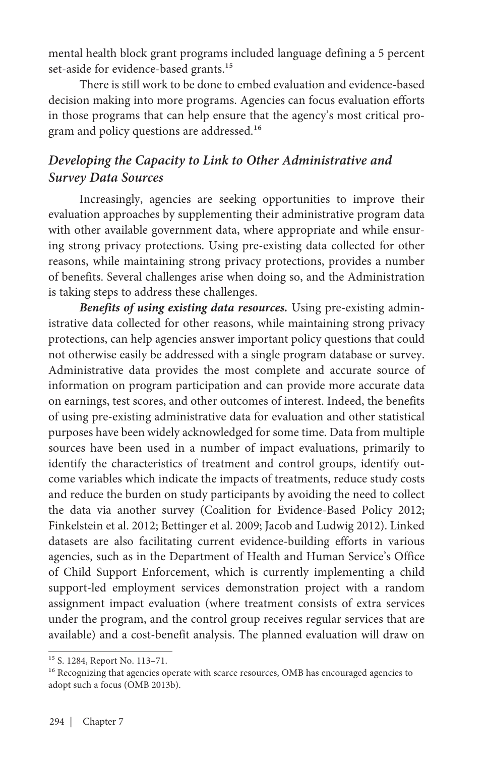mental health block grant programs included language defining a 5 percent set-aside for evidence-based grants.[15]

There is still work to be done to embed evaluation and evidence-based decision making into more programs. Agencies can focus evaluation efforts in those programs that can help ensure that the agency's most critical program and policy questions are addressed.[16]

### *Developing the Capacity to Link to Other Administrative and Survey Data Sources*

Increasingly, agencies are seeking opportunities to improve their evaluation approaches by supplementing their administrative program data with other available government data, where appropriate and while ensuring strong privacy protections. Using pre-existing data collected for other reasons, while maintaining strong privacy protections, provides a number of benefits. Several challenges arise when doing so, and the Administration is taking steps to address these challenges.

***Benefits of using existing data resources.*** Using pre-existing administrative data collected for other reasons, while maintaining strong privacy protections, can help agencies answer important policy questions that could not otherwise easily be addressed with a single program database or survey. Administrative data provides the most complete and accurate source of information on program participation and can provide more accurate data on earnings, test scores, and other outcomes of interest. Indeed, the benefits of using pre-existing administrative data for evaluation and other statistical purposes have been widely acknowledged for some time. Data from multiple sources have been used in a number of impact evaluations, primarily to identify the characteristics of treatment and control groups, identify outcome variables which indicate the impacts of treatments, reduce study costs and reduce the burden on study participants by avoiding the need to collect the data via another survey (Coalition for Evidence-Based Policy 2012; Finkelstein et al. 2012; Bettinger et al. 2009; Jacob and Ludwig 2012). Linked datasets are also facilitating current evidence-building efforts in various agencies, such as in the Department of Health and Human Service's Office of Child Support Enforcement, which is currently implementing a child support-led employment services demonstration project with a random assignment impact evaluation (where treatment consists of extra services under the program, and the control group receives regular services that are available) and a cost-benefit analysis. The planned evaluation will draw on

---

[15] S. 1284, Report No. 113–71.

[16] Recognizing that agencies operate with scarce resources, OMB has encouraged agencies to adopt such a focus (OMB 2013b).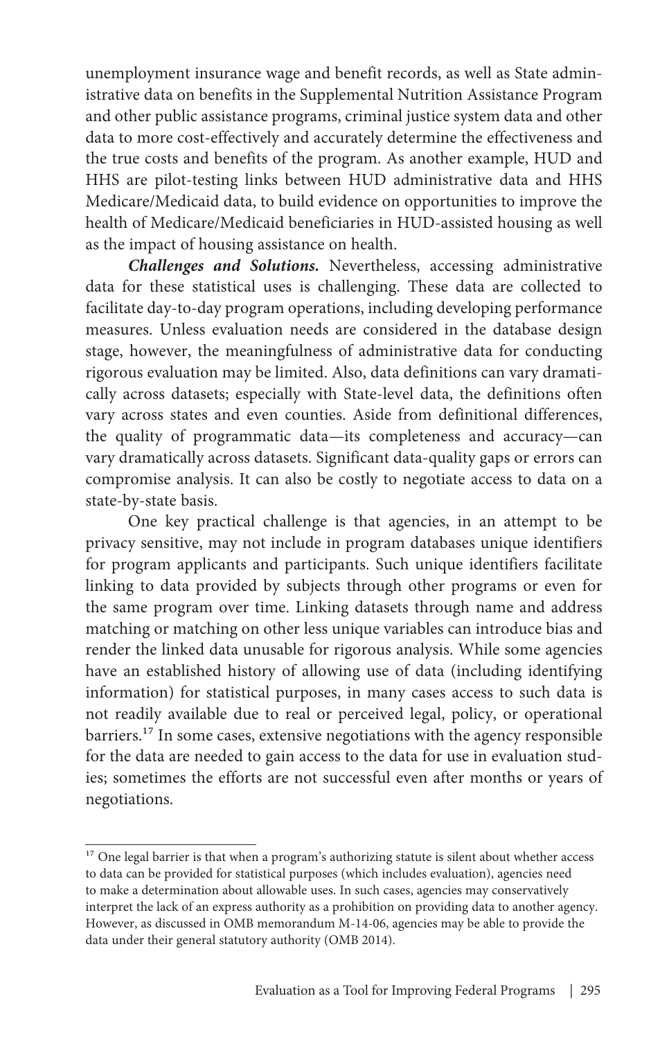unemployment insurance wage and benefit records, as well as State administrative data on benefits in the Supplemental Nutrition Assistance Program and other public assistance programs, criminal justice system data and other data to more cost-effectively and accurately determine the effectiveness and the true costs and benefits of the program. As another example, HUD and HHS are pilot-testing links between HUD administrative data and HHS Medicare/Medicaid data, to build evidence on opportunities to improve the health of Medicare/Medicaid beneficiaries in HUD-assisted housing as well as the impact of housing assistance on health.

***Challenges and Solutions.*** Nevertheless, accessing administrative data for these statistical uses is challenging. These data are collected to facilitate day-to-day program operations, including developing performance measures. Unless evaluation needs are considered in the database design stage, however, the meaningfulness of administrative data for conducting rigorous evaluation may be limited. Also, data definitions can vary dramatically across datasets; especially with State-level data, the definitions often vary across states and even counties. Aside from definitional differences, the quality of programmatic data—its completeness and accuracy—can vary dramatically across datasets. Significant data-quality gaps or errors can compromise analysis. It can also be costly to negotiate access to data on a state-by-state basis.

One key practical challenge is that agencies, in an attempt to be privacy sensitive, may not include in program databases unique identifiers for program applicants and participants. Such unique identifiers facilitate linking to data provided by subjects through other programs or even for the same program over time. Linking datasets through name and address matching or matching on other less unique variables can introduce bias and render the linked data unusable for rigorous analysis. While some agencies have an established history of allowing use of data (including identifying information) for statistical purposes, in many cases access to such data is not readily available due to real or perceived legal, policy, or operational barriers.[17] In some cases, extensive negotiations with the agency responsible for the data are needed to gain access to the data for use in evaluation studies; sometimes the efforts are not successful even after months or years of negotiations.

[17] One legal barrier is that when a program's authorizing statute is silent about whether access to data can be provided for statistical purposes (which includes evaluation), agencies need to make a determination about allowable uses. In such cases, agencies may conservatively interpret the lack of an express authority as a prohibition on providing data to another agency. However, as discussed in OMB memorandum M-14-06, agencies may be able to provide the data under their general statutory authority (OMB 2014).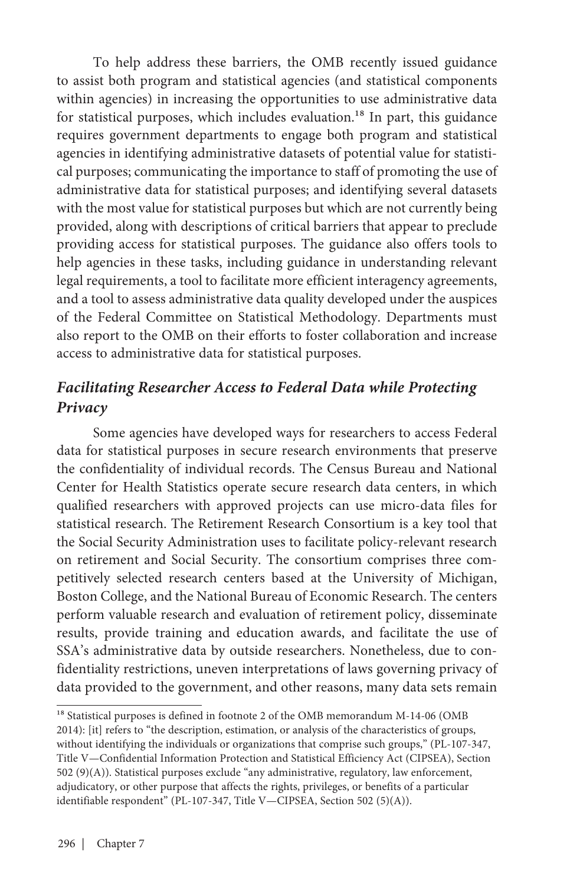To help address these barriers, the OMB recently issued guidance to assist both program and statistical agencies (and statistical components within agencies) in increasing the opportunities to use administrative data for statistical purposes, which includes evaluation.[18] In part, this guidance requires government departments to engage both program and statistical agencies in identifying administrative datasets of potential value for statistical purposes; communicating the importance to staff of promoting the use of administrative data for statistical purposes; and identifying several datasets with the most value for statistical purposes but which are not currently being provided, along with descriptions of critical barriers that appear to preclude providing access for statistical purposes. The guidance also offers tools to help agencies in these tasks, including guidance in understanding relevant legal requirements, a tool to facilitate more efficient interagency agreements, and a tool to assess administrative data quality developed under the auspices of the Federal Committee on Statistical Methodology. Departments must also report to the OMB on their efforts to foster collaboration and increase access to administrative data for statistical purposes.

### *Facilitating Researcher Access to Federal Data while Protecting Privacy*

Some agencies have developed ways for researchers to access Federal data for statistical purposes in secure research environments that preserve the confidentiality of individual records. The Census Bureau and National Center for Health Statistics operate secure research data centers, in which qualified researchers with approved projects can use micro-data files for statistical research. The Retirement Research Consortium is a key tool that the Social Security Administration uses to facilitate policy-relevant research on retirement and Social Security. The consortium comprises three competitively selected research centers based at the University of Michigan, Boston College, and the National Bureau of Economic Research. The centers perform valuable research and evaluation of retirement policy, disseminate results, provide training and education awards, and facilitate the use of SSA's administrative data by outside researchers. Nonetheless, due to confidentiality restrictions, uneven interpretations of laws governing privacy of data provided to the government, and other reasons, many data sets remain

[18] Statistical purposes is defined in footnote 2 of the OMB memorandum M-14-06 (OMB 2014): [it] refers to "the description, estimation, or analysis of the characteristics of groups, without identifying the individuals or organizations that comprise such groups," (PL-107-347, Title V—Confidential Information Protection and Statistical Efficiency Act (CIPSEA), Section 502 (9)(A)). Statistical purposes exclude "any administrative, regulatory, law enforcement, adjudicatory, or other purpose that affects the rights, privileges, or benefits of a particular identifiable respondent" (PL-107-347, Title V—CIPSEA, Section 502 (5)(A)).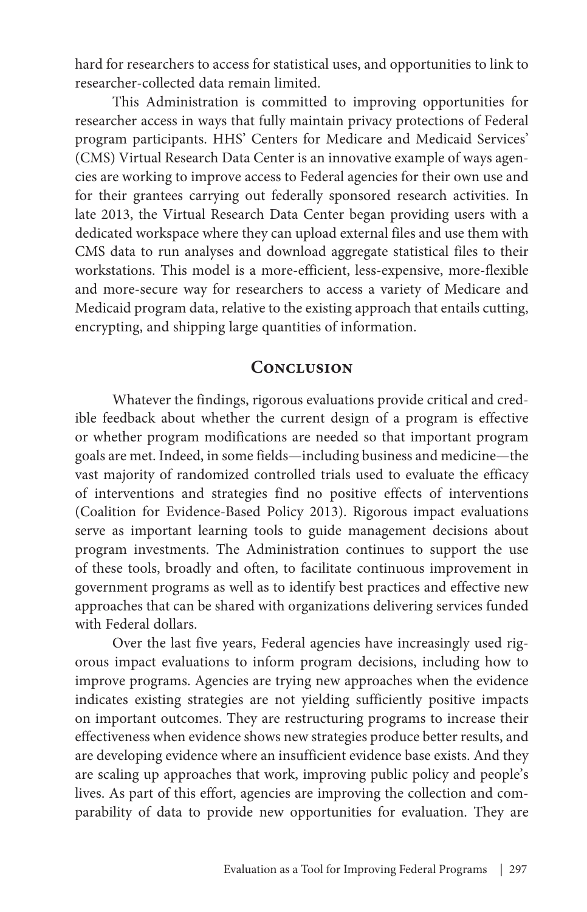hard for researchers to access for statistical uses, and opportunities to link to researcher-collected data remain limited.

This Administration is committed to improving opportunities for researcher access in ways that fully maintain privacy protections of Federal program participants. HHS' Centers for Medicare and Medicaid Services' (CMS) Virtual Research Data Center is an innovative example of ways agencies are working to improve access to Federal agencies for their own use and for their grantees carrying out federally sponsored research activities. In late 2013, the Virtual Research Data Center began providing users with a dedicated workspace where they can upload external files and use them with CMS data to run analyses and download aggregate statistical files to their workstations. This model is a more-efficient, less-expensive, more-flexible and more-secure way for researchers to access a variety of Medicare and Medicaid program data, relative to the existing approach that entails cutting, encrypting, and shipping large quantities of information.

## Conclusion

Whatever the findings, rigorous evaluations provide critical and credible feedback about whether the current design of a program is effective or whether program modifications are needed so that important program goals are met. Indeed, in some fields—including business and medicine—the vast majority of randomized controlled trials used to evaluate the efficacy of interventions and strategies find no positive effects of interventions (Coalition for Evidence-Based Policy 2013). Rigorous impact evaluations serve as important learning tools to guide management decisions about program investments. The Administration continues to support the use of these tools, broadly and often, to facilitate continuous improvement in government programs as well as to identify best practices and effective new approaches that can be shared with organizations delivering services funded with Federal dollars.

Over the last five years, Federal agencies have increasingly used rigorous impact evaluations to inform program decisions, including how to improve programs. Agencies are trying new approaches when the evidence indicates existing strategies are not yielding sufficiently positive impacts on important outcomes. They are restructuring programs to increase their effectiveness when evidence shows new strategies produce better results, and are developing evidence where an insufficient evidence base exists. And they are scaling up approaches that work, improving public policy and people's lives. As part of this effort, agencies are improving the collection and comparability of data to provide new opportunities for evaluation. They are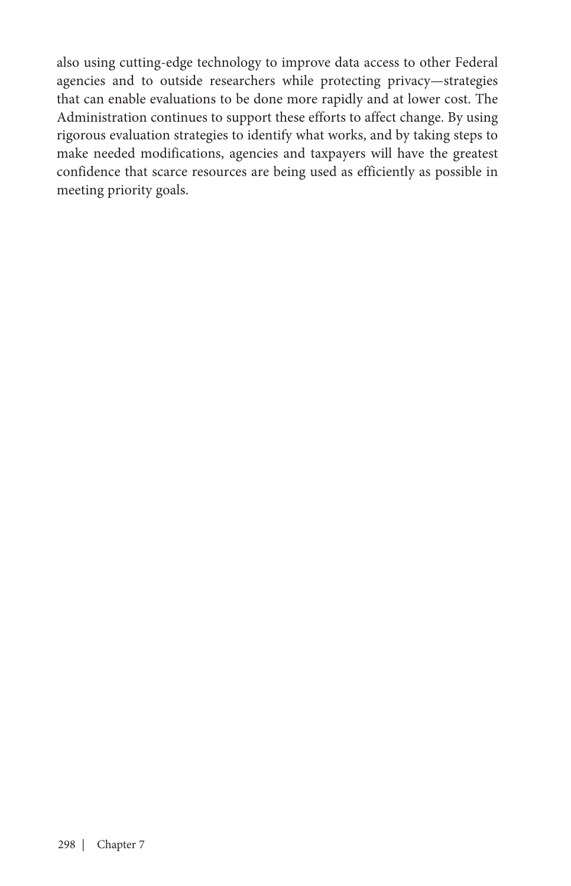also using cutting-edge technology to improve data access to other Federal agencies and to outside researchers while protecting privacy—strategies that can enable evaluations to be done more rapidly and at lower cost. The Administration continues to support these efforts to affect change. By using rigorous evaluation strategies to identify what works, and by taking steps to make needed modifications, agencies and taxpayers will have the greatest confidence that scarce resources are being used as efficiently as possible in meeting priority goals.